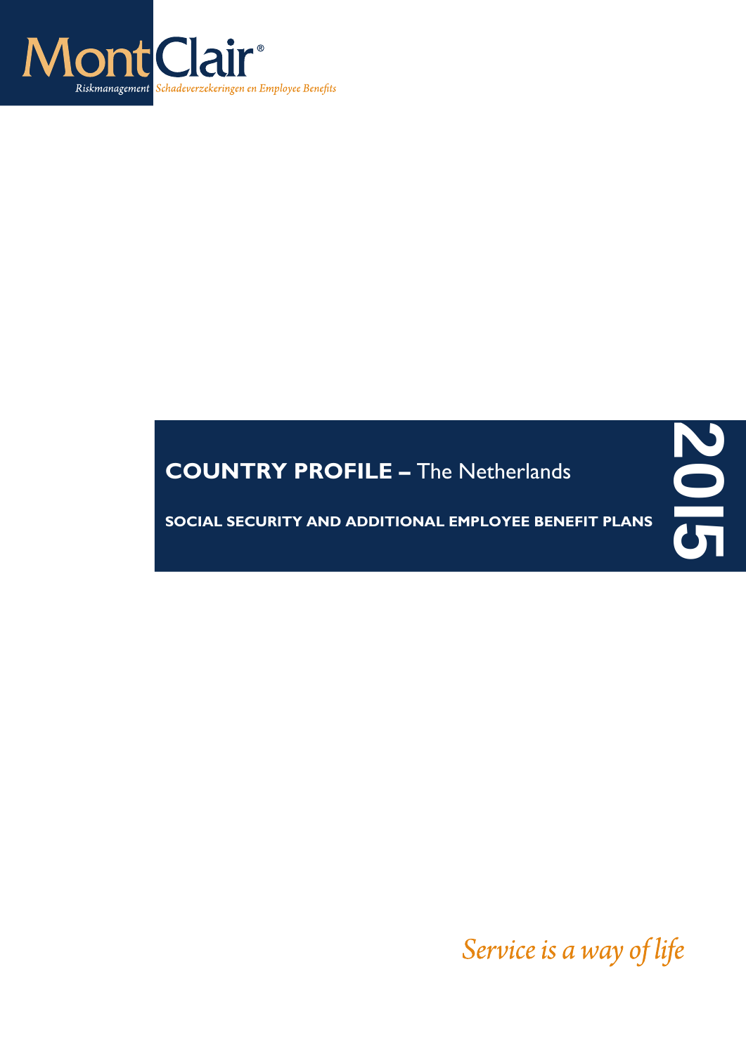MontClair®

*Riskmanagement Schadeverzekeringen en Employee Benefits*

# COUNTRY PROFILE – The Netherlands

## SOCIAL SECURITY AND ADDITIONAL EMPLOYEE BENEFIT PLANS

2015

*Service is a way of life*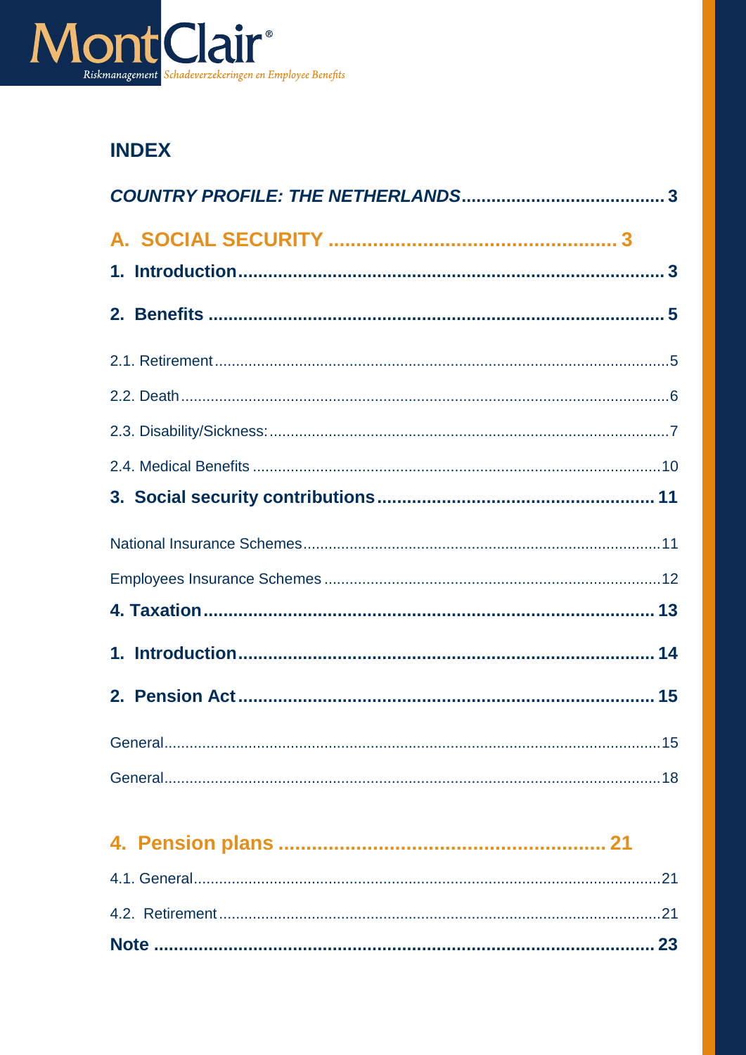# INDEX

*COUNTRY PROFILE: THE NETHERLANDS* .......................................... 3

A. SOCIAL SECURITY ...................................................... 3

1. Introduction ............................................................. 3

2. Benefits ................................................................. 5

2.1. Retirement ............................................................. 5

2.2. Death .................................................................. 6

2.3. Disability/Sickness: ................................................... 7

2.4. Medical Benefits ....................................................... 10

3. Social security contributions ............................................ 11

National Insurance Schemes ................................................. 11

Employees Insurance Schemes ............................................... 12

4. Taxation ................................................................. 13

1. Introduction ............................................................. 14

2. Pension Act .............................................................. 15

General .................................................................... 15

General .................................................................... 18

4. Pension plans ............................................................ 21

4.1. General ................................................................ 21

4.2. Retirement ............................................................. 21

Note ....................................................................... 23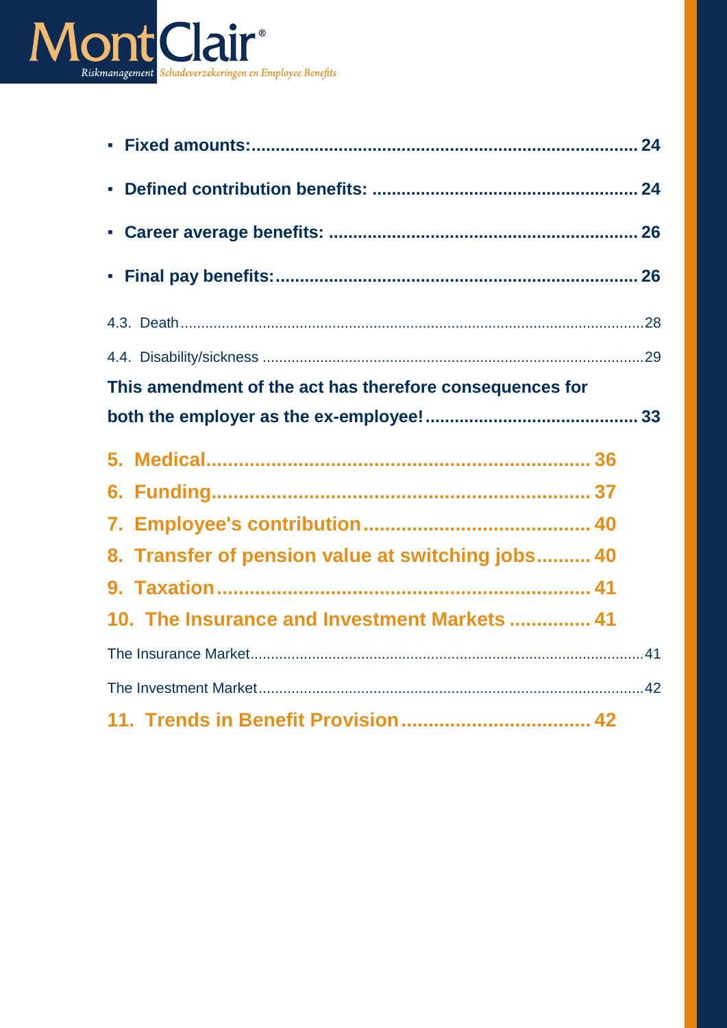- **Fixed amounts:........................................................................ 24**
- **Defined contribution benefits: ..................................................... 24**
- **Career average benefits: .............................................................. 26**
- **Final pay benefits:........................................................................ 26**

4.3. Death.....................................................................................................28

4.4. Disability/sickness ...................................................................................29

**This amendment of the act has therefore consequences for both the employer as the ex-employee!........................................ 33**

**5. Medical............................................................... 36**

**6. Funding............................................................... 37**

**7. Employee's contribution.......................................... 40**

**8. Transfer of pension value at switching jobs.......... 40**

**9. Taxation.............................................................. 41**

**10. The Insurance and Investment Markets ............... 41**

The Insurance Market.......................................................................................41

The Investment Market......................................................................................42

**11. Trends in Benefit Provision................................... 42**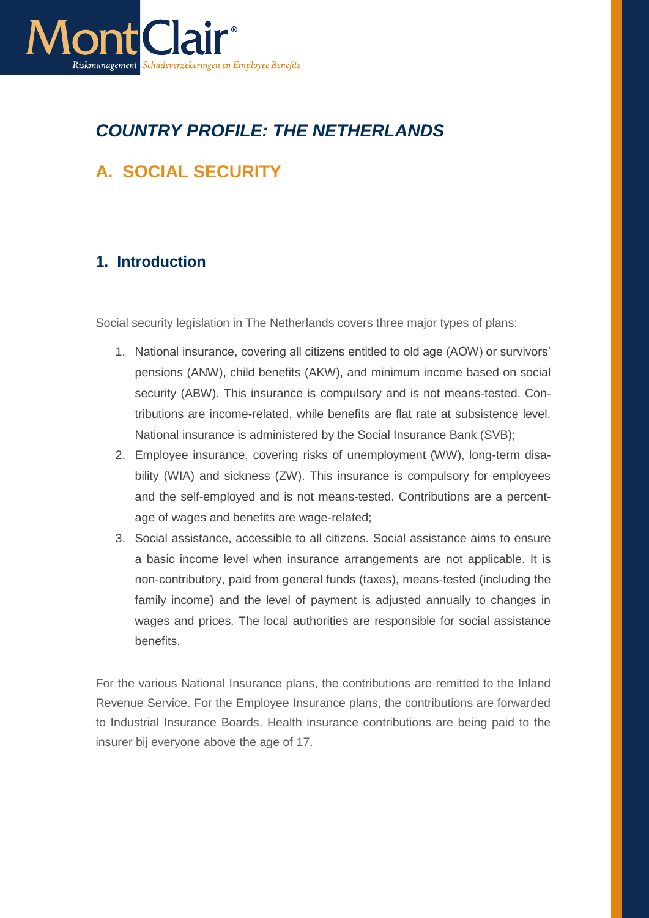# COUNTRY PROFILE: THE NETHERLANDS

## A. SOCIAL SECURITY

### 1. Introduction

Social security legislation in The Netherlands covers three major types of plans:

1. National insurance, covering all citizens entitled to old age (AOW) or survivors' pensions (ANW), child benefits (AKW), and minimum income based on social security (ABW). This insurance is compulsory and is not means-tested. Contributions are income-related, while benefits are flat rate at subsistence level. National insurance is administered by the Social Insurance Bank (SVB);
2. Employee insurance, covering risks of unemployment (WW), long-term disability (WIA) and sickness (ZW). This insurance is compulsory for employees and the self-employed and is not means-tested. Contributions are a percentage of wages and benefits are wage-related;
3. Social assistance, accessible to all citizens. Social assistance aims to ensure a basic income level when insurance arrangements are not applicable. It is non-contributory, paid from general funds (taxes), means-tested (including the family income) and the level of payment is adjusted annually to changes in wages and prices. The local authorities are responsible for social assistance benefits.

For the various National Insurance plans, the contributions are remitted to the Inland Revenue Service. For the Employee Insurance plans, the contributions are forwarded to Industrial Insurance Boards. Health insurance contributions are being paid to the insurer bij everyone above the age of 17.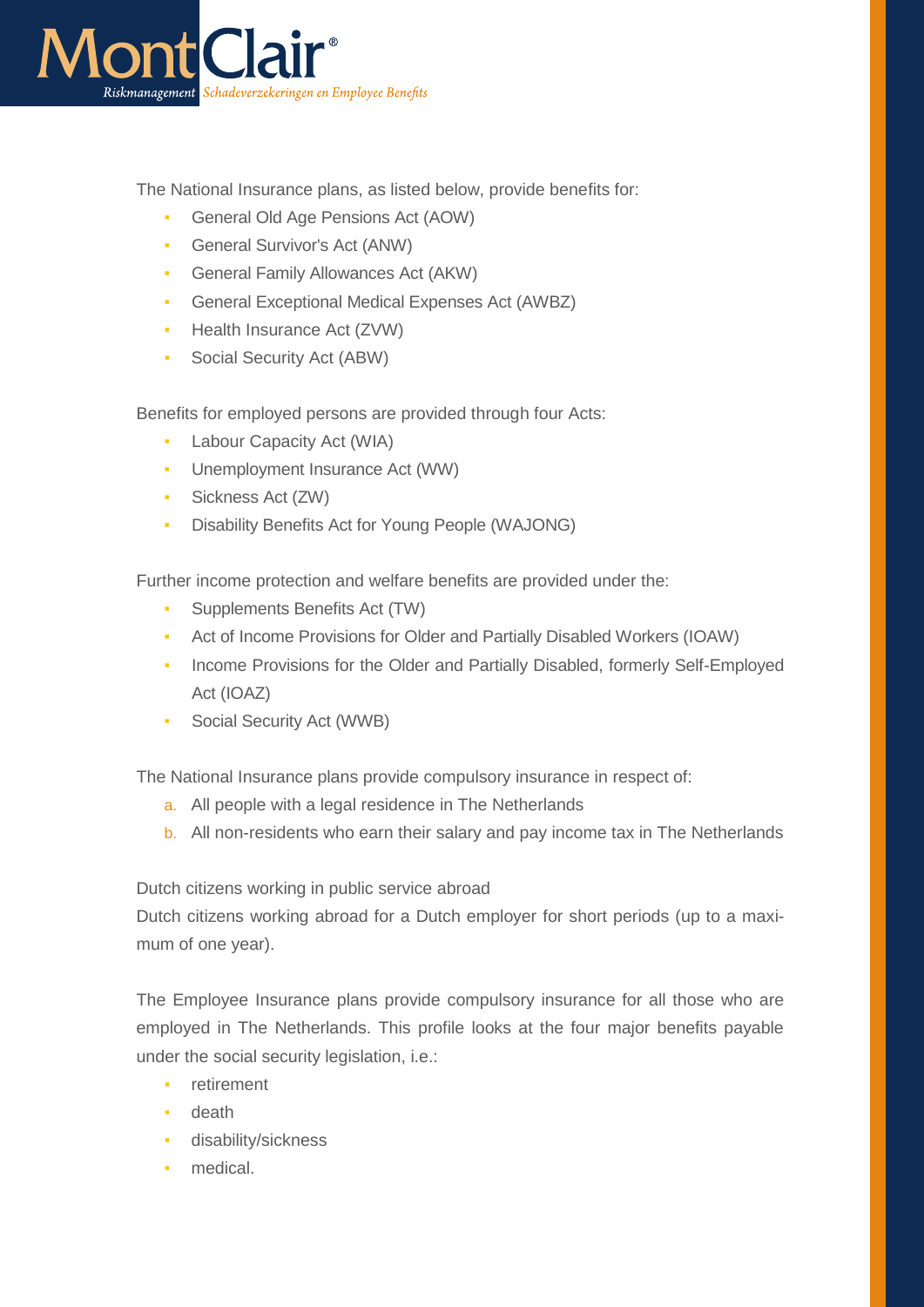The National Insurance plans, as listed below, provide benefits for:

- General Old Age Pensions Act (AOW)
- General Survivor's Act (ANW)
- General Family Allowances Act (AKW)
- General Exceptional Medical Expenses Act (AWBZ)
- Health Insurance Act (ZVW)
- Social Security Act (ABW)

Benefits for employed persons are provided through four Acts:

- Labour Capacity Act (WIA)
- Unemployment Insurance Act (WW)
- Sickness Act (ZW)
- Disability Benefits Act for Young People (WAJONG)

Further income protection and welfare benefits are provided under the:

- Supplements Benefits Act (TW)
- Act of Income Provisions for Older and Partially Disabled Workers (IOAW)
- Income Provisions for the Older and Partially Disabled, formerly Self-Employed Act (IOAZ)
- Social Security Act (WWB)

The National Insurance plans provide compulsory insurance in respect of:

a. All people with a legal residence in The Netherlands
b. All non-residents who earn their salary and pay income tax in The Netherlands

Dutch citizens working in public service abroad
Dutch citizens working abroad for a Dutch employer for short periods (up to a maximum of one year).

The Employee Insurance plans provide compulsory insurance for all those who are employed in The Netherlands. This profile looks at the four major benefits payable under the social security legislation, i.e.:

- retirement
- death
- disability/sickness
- medical.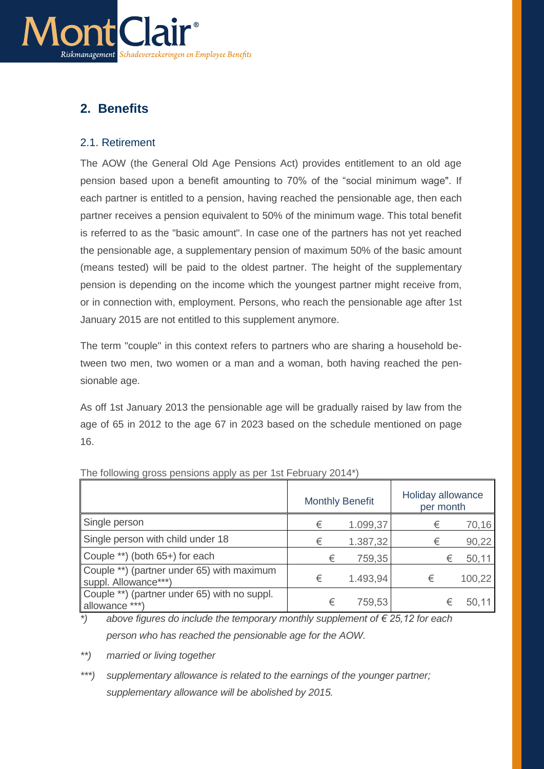## 2. Benefits

### 2.1. Retirement

The AOW (the General Old Age Pensions Act) provides entitlement to an old age pension based upon a benefit amounting to 70% of the “social minimum wage". If each partner is entitled to a pension, having reached the pensionable age, then each partner receives a pension equivalent to 50% of the minimum wage. This total benefit is referred to as the "basic amount". In case one of the partners has not yet reached the pensionable age, a supplementary pension of maximum 50% of the basic amount (means tested) will be paid to the oldest partner. The height of the supplementary pension is depending on the income which the youngest partner might receive from, or in connection with, employment. Persons, who reach the pensionable age after 1st January 2015 are not entitled to this supplement anymore.

The term "couple" in this context refers to partners who are sharing a household between two men, two women or a man and a woman, both having reached the pensionable age.

As off 1st January 2013 the pensionable age will be gradually raised by law from the age of 65 in 2012 to the age 67 in 2023 based on the schedule mentioned on page 16.

The following gross pensions apply as per 1st February 2014*)

| | Monthly Benefit | Holiday allowance per month |
|---|---|---|
| Single person | € 1.099,37 | € 70,16 |
| Single person with child under 18 | € 1.387,32 | € 90,22 |
| Couple **) (both 65+) for each | € 759,35 | € 50,11 |
| Couple **) (partner under 65) with maximum suppl. Allowance***) | € 1.493,94 | € 100,22 |
| Couple **) (partner under 65) with no suppl. allowance ***) | € 759,53 | € 50,11 |

*) *above figures do include the temporary monthly supplement of € 25,12 for each person who has reached the pensionable age for the AOW.*

**) *married or living together*

***) *supplementary allowance is related to the earnings of the younger partner; supplementary allowance will be abolished by 2015.*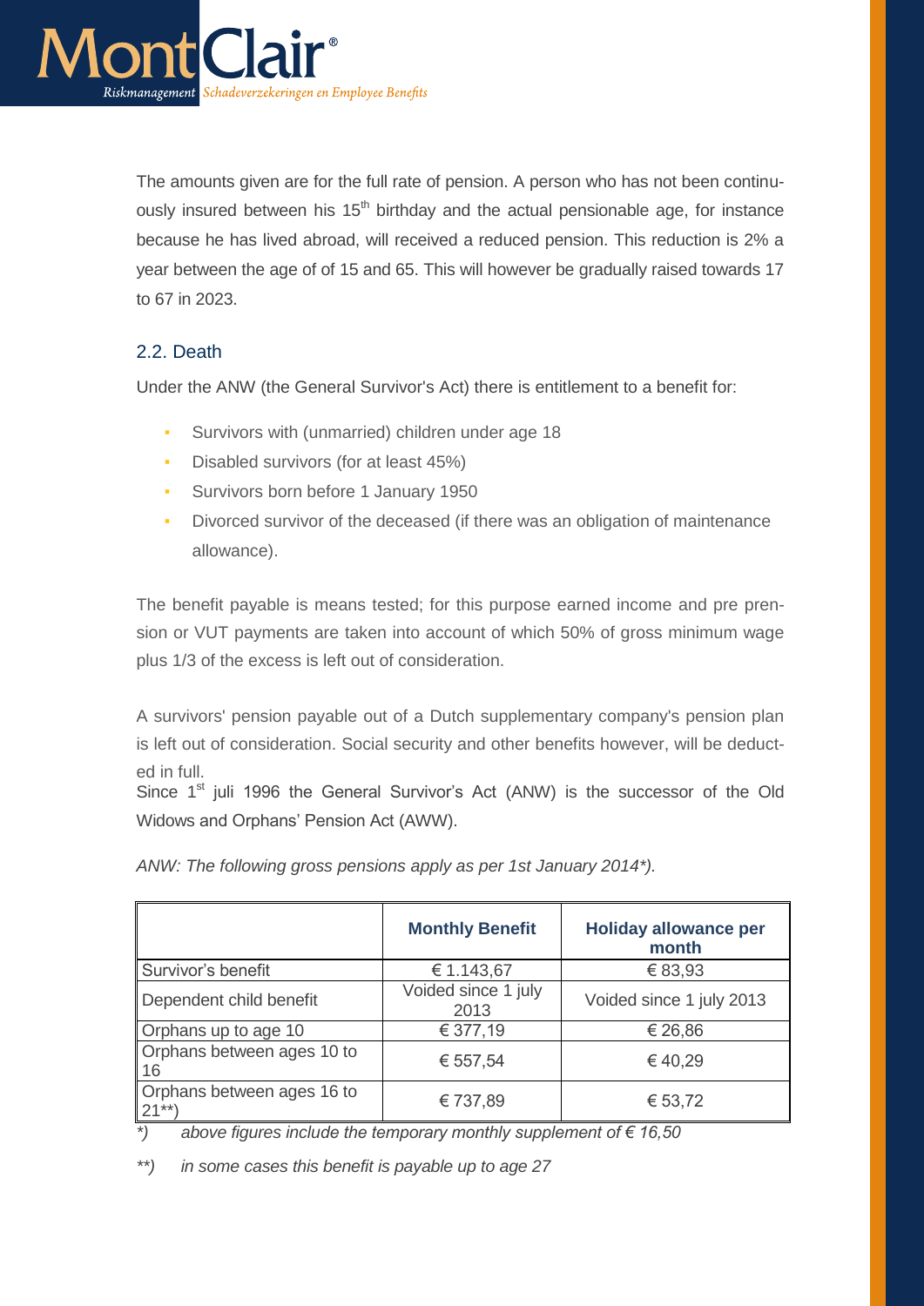The amounts given are for the full rate of pension. A person who has not been continuously insured between his 15th birthday and the actual pensionable age, for instance because he has lived abroad, will received a reduced pension. This reduction is 2% a year between the age of of 15 and 65. This will however be gradually raised towards 17 to 67 in 2023.

## 2.2. Death

Under the ANW (the General Survivor's Act) there is entitlement to a benefit for:

- Survivors with (unmarried) children under age 18
- Disabled survivors (for at least 45%)
- Survivors born before 1 January 1950
- Divorced survivor of the deceased (if there was an obligation of maintenance allowance).

The benefit payable is means tested; for this purpose earned income and pre pension or VUT payments are taken into account of which 50% of gross minimum wage plus 1/3 of the excess is left out of consideration.

A survivors' pension payable out of a Dutch supplementary company's pension plan is left out of consideration. Social security and other benefits however, will be deducted in full.
Since 1st juli 1996 the General Survivor's Act (ANW) is the successor of the Old Widows and Orphans' Pension Act (AWW).

*ANW: The following gross pensions apply as per 1st January 2014*).*

| | **Monthly Benefit** | **Holiday allowance per month** |
|---|---|---|
| Survivor's benefit | € 1.143,67 | € 83,93 |
| Dependent child benefit | Voided since 1 july 2013 | Voided since 1 july 2013 |
| Orphans up to age 10 | € 377,19 | € 26,86 |
| Orphans between ages 10 to 16 | € 557,54 | € 40,29 |
| Orphans between ages 16 to 21**) | € 737,89 | € 53,72 |

*) *above figures include the temporary monthly supplement of € 16,50*

**) *in some cases this benefit is payable up to age 27*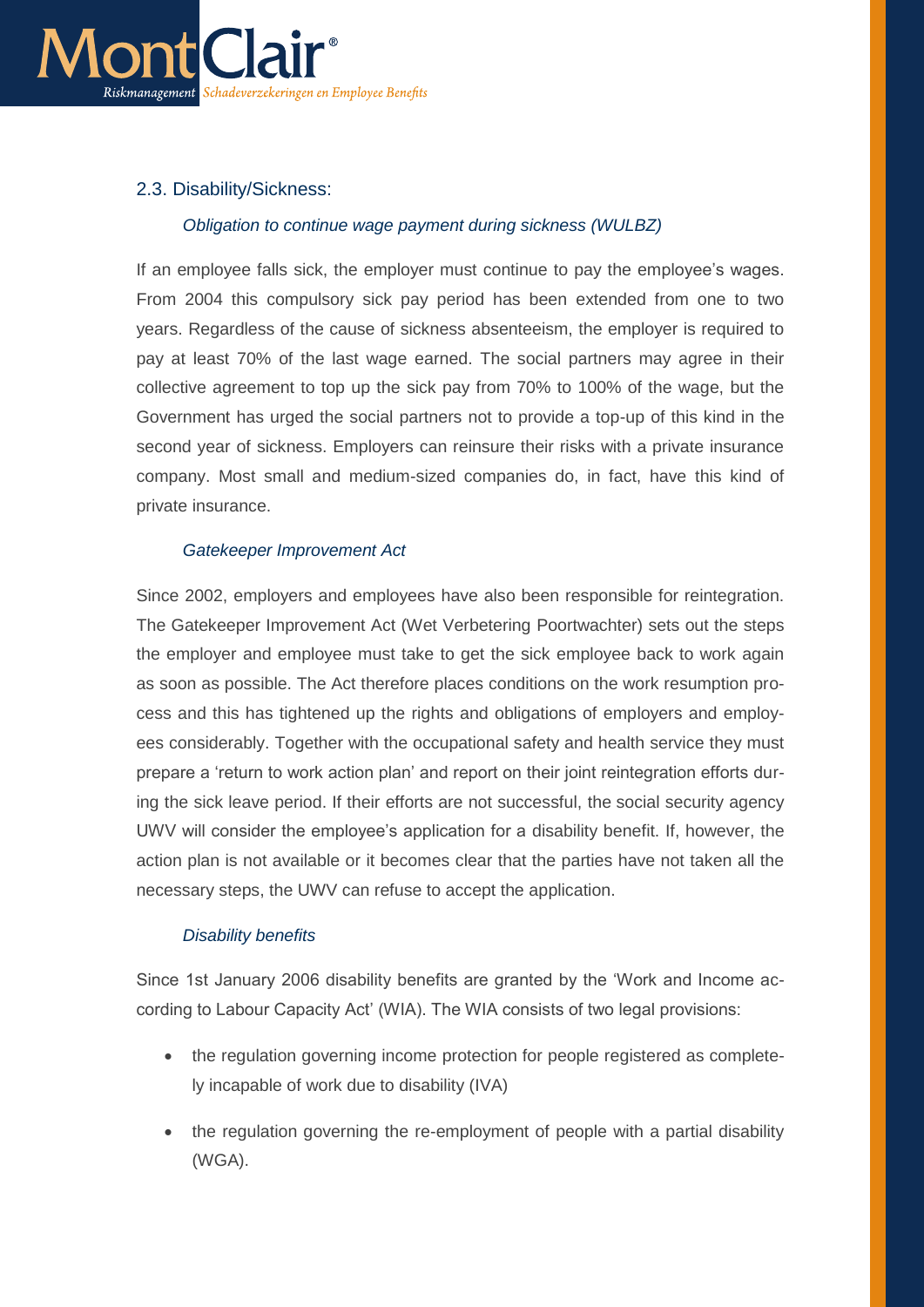## 2.3. Disability/Sickness:

### *Obligation to continue wage payment during sickness (WULBZ)*

If an employee falls sick, the employer must continue to pay the employee's wages. From 2004 this compulsory sick pay period has been extended from one to two years. Regardless of the cause of sickness absenteeism, the employer is required to pay at least 70% of the last wage earned. The social partners may agree in their collective agreement to top up the sick pay from 70% to 100% of the wage, but the Government has urged the social partners not to provide a top-up of this kind in the second year of sickness. Employers can reinsure their risks with a private insurance company. Most small and medium-sized companies do, in fact, have this kind of private insurance.

### *Gatekeeper Improvement Act*

Since 2002, employers and employees have also been responsible for reintegration. The Gatekeeper Improvement Act (Wet Verbetering Poortwachter) sets out the steps the employer and employee must take to get the sick employee back to work again as soon as possible. The Act therefore places conditions on the work resumption process and this has tightened up the rights and obligations of employers and employees considerably. Together with the occupational safety and health service they must prepare a 'return to work action plan' and report on their joint reintegration efforts during the sick leave period. If their efforts are not successful, the social security agency UWV will consider the employee's application for a disability benefit. If, however, the action plan is not available or it becomes clear that the parties have not taken all the necessary steps, the UWV can refuse to accept the application.

### *Disability benefits*

Since 1st January 2006 disability benefits are granted by the 'Work and Income according to Labour Capacity Act' (WIA). The WIA consists of two legal provisions:

- the regulation governing income protection for people registered as completely incapable of work due to disability (IVA)
- the regulation governing the re-employment of people with a partial disability (WGA).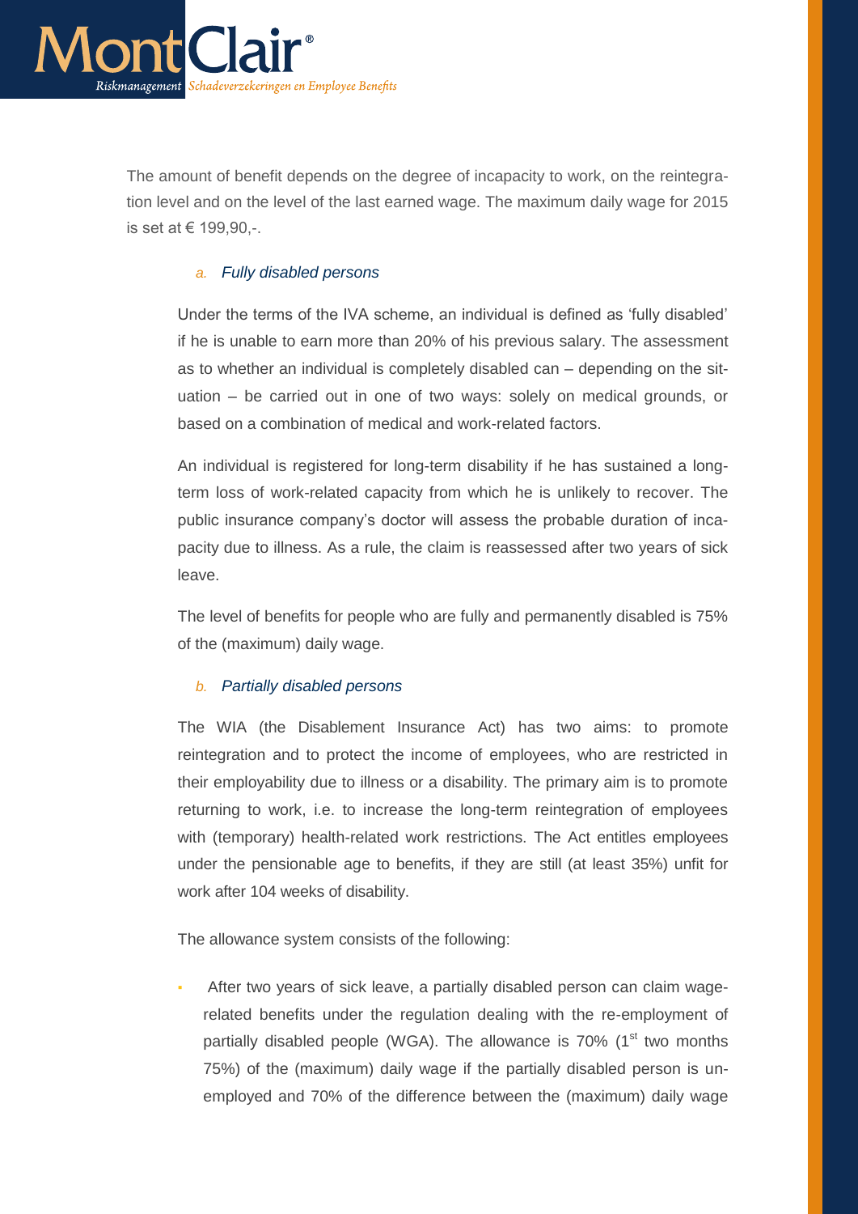The amount of benefit depends on the degree of incapacity to work, on the reintegration level and on the level of the last earned wage. The maximum daily wage for 2015 is set at € 199,90,-.

*a. Fully disabled persons*

Under the terms of the IVA scheme, an individual is defined as 'fully disabled' if he is unable to earn more than 20% of his previous salary. The assessment as to whether an individual is completely disabled can – depending on the situation – be carried out in one of two ways: solely on medical grounds, or based on a combination of medical and work-related factors.

An individual is registered for long-term disability if he has sustained a long-term loss of work-related capacity from which he is unlikely to recover. The public insurance company's doctor will assess the probable duration of incapacity due to illness. As a rule, the claim is reassessed after two years of sick leave.

The level of benefits for people who are fully and permanently disabled is 75% of the (maximum) daily wage.

*b. Partially disabled persons*

The WIA (the Disablement Insurance Act) has two aims: to promote reintegration and to protect the income of employees, who are restricted in their employability due to illness or a disability. The primary aim is to promote returning to work, i.e. to increase the long-term reintegration of employees with (temporary) health-related work restrictions. The Act entitles employees under the pensionable age to benefits, if they are still (at least 35%) unfit for work after 104 weeks of disability.

The allowance system consists of the following:

- After two years of sick leave, a partially disabled person can claim wage-related benefits under the regulation dealing with the re-employment of partially disabled people (WGA). The allowance is 70% (1st two months 75%) of the (maximum) daily wage if the partially disabled person is unemployed and 70% of the difference between the (maximum) daily wage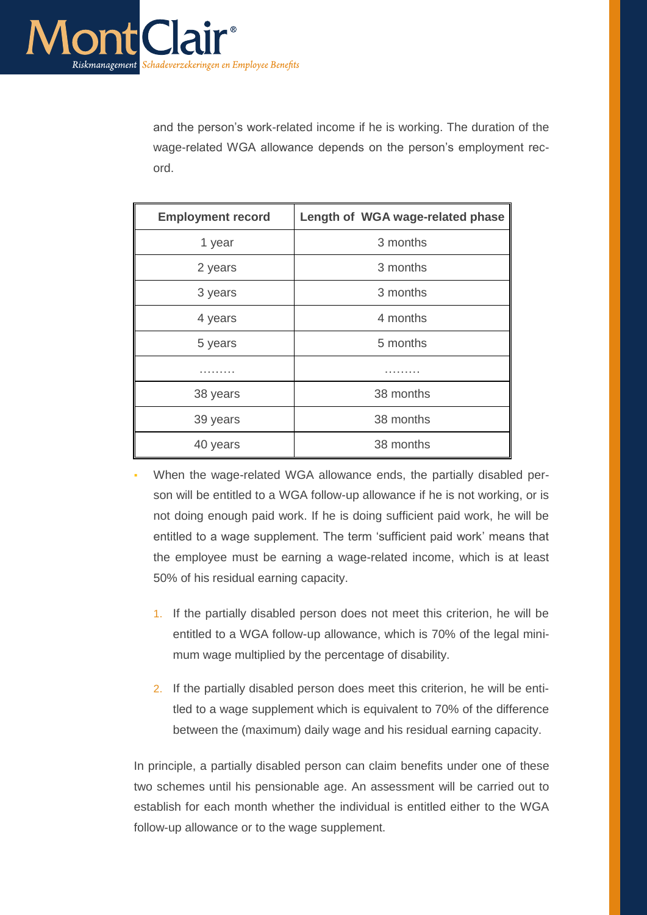and the person's work-related income if he is working. The duration of the wage-related WGA allowance depends on the person's employment record.

| Employment record | Length of WGA wage-related phase |
| --- | --- |
| 1 year | 3 months |
| 2 years | 3 months |
| 3 years | 3 months |
| 4 years | 4 months |
| 5 years | 5 months |
| ……… | ……… |
| 38 years | 38 months |
| 39 years | 38 months |
| 40 years | 38 months |

- When the wage-related WGA allowance ends, the partially disabled person will be entitled to a WGA follow-up allowance if he is not working, or is not doing enough paid work. If he is doing sufficient paid work, he will be entitled to a wage supplement. The term 'sufficient paid work' means that the employee must be earning a wage-related income, which is at least 50% of his residual earning capacity.

  1. If the partially disabled person does not meet this criterion, he will be entitled to a WGA follow-up allowance, which is 70% of the legal minimum wage multiplied by the percentage of disability.

  2. If the partially disabled person does meet this criterion, he will be entitled to a wage supplement which is equivalent to 70% of the difference between the (maximum) daily wage and his residual earning capacity.

In principle, a partially disabled person can claim benefits under one of these two schemes until his pensionable age. An assessment will be carried out to establish for each month whether the individual is entitled either to the WGA follow-up allowance or to the wage supplement.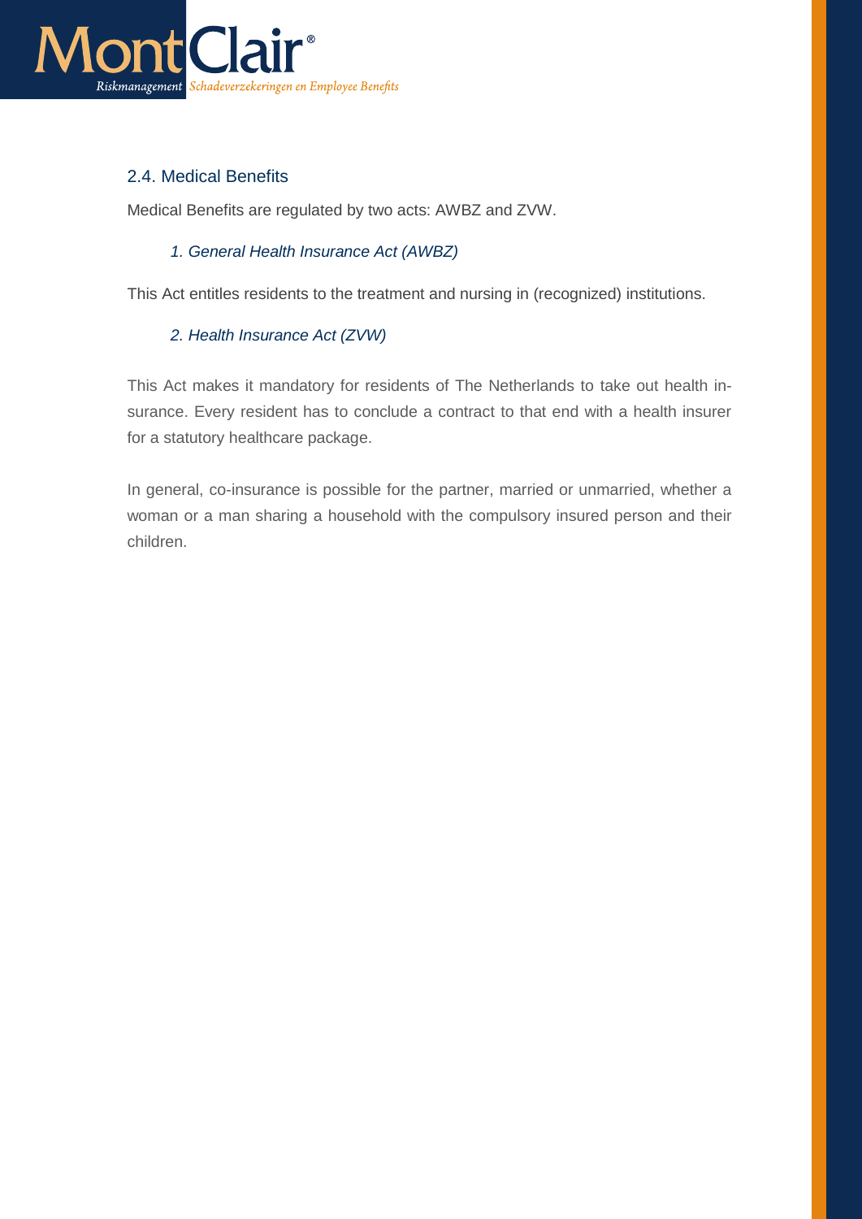## 2.4. Medical Benefits

Medical Benefits are regulated by two acts: AWBZ and ZVW.

### *1. General Health Insurance Act (AWBZ)*

This Act entitles residents to the treatment and nursing in (recognized) institutions.

### *2. Health Insurance Act (ZVW)*

This Act makes it mandatory for residents of The Netherlands to take out health insurance. Every resident has to conclude a contract to that end with a health insurer for a statutory healthcare package.

In general, co-insurance is possible for the partner, married or unmarried, whether a woman or a man sharing a household with the compulsory insured person and their children.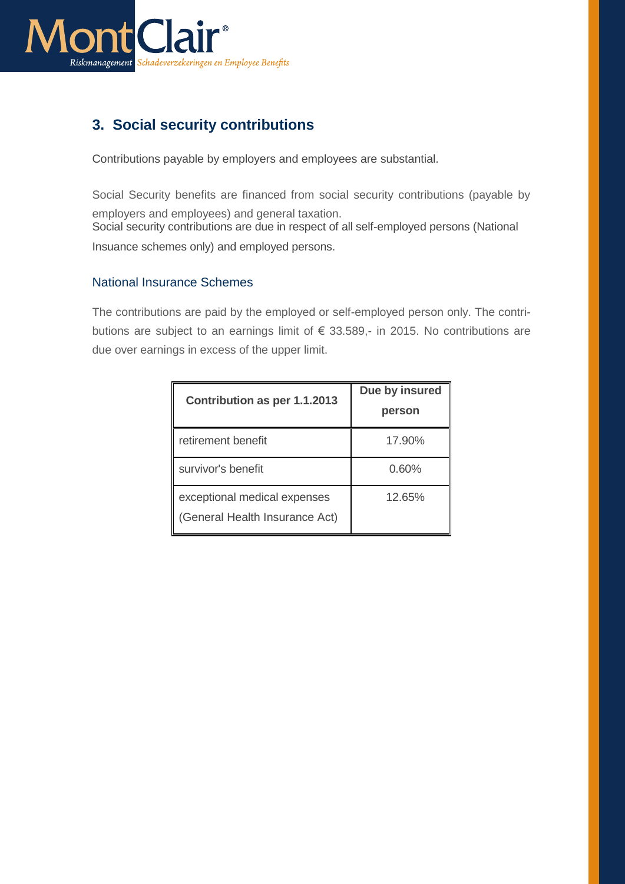## 3. Social security contributions

Contributions payable by employers and employees are substantial.

Social Security benefits are financed from social security contributions (payable by employers and employees) and general taxation.
Social security contributions are due in respect of all self-employed persons (National Insuance schemes only) and employed persons.

### National Insurance Schemes

The contributions are paid by the employed or self-employed person only. The contributions are subject to an earnings limit of € 33.589,- in 2015. No contributions are due over earnings in excess of the upper limit.

| Contribution as per 1.1.2013 | Due by insured person |
|---|---|
| retirement benefit | 17.90% |
| survivor's benefit | 0.60% |
| exceptional medical expenses (General Health Insurance Act) | 12.65% |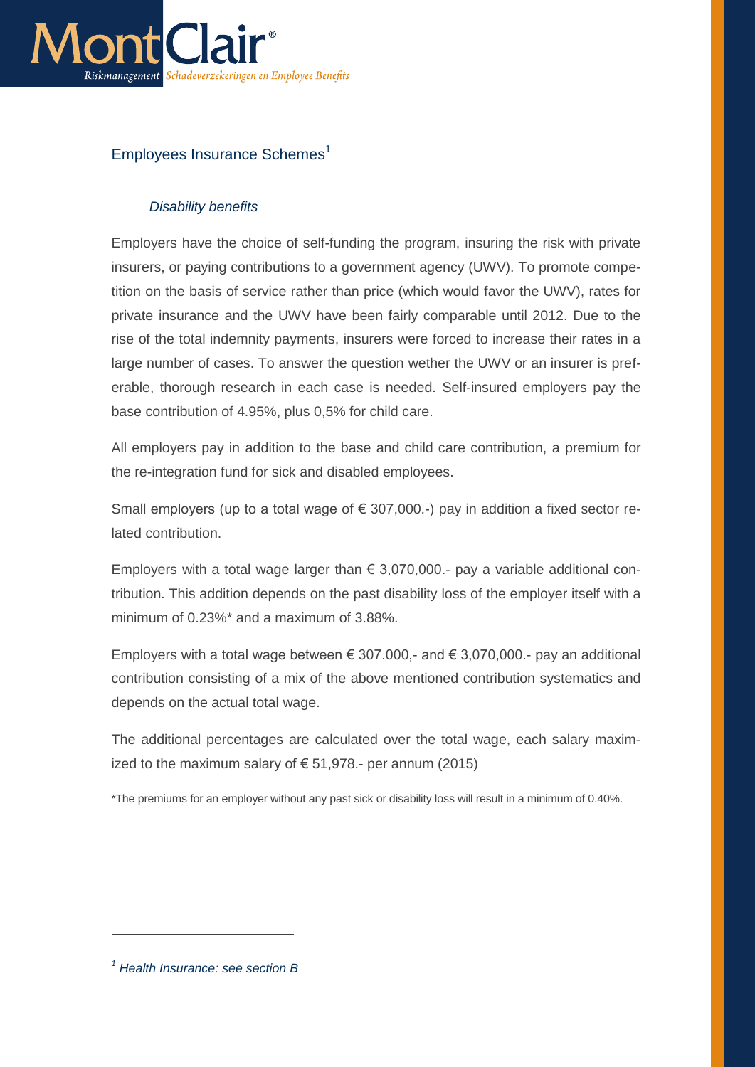## Employees Insurance Schemes[1]

### *Disability benefits*

Employers have the choice of self-funding the program, insuring the risk with private insurers, or paying contributions to a government agency (UWV). To promote competition on the basis of service rather than price (which would favor the UWV), rates for private insurance and the UWV have been fairly comparable until 2012. Due to the rise of the total indemnity payments, insurers were forced to increase their rates in a large number of cases. To answer the question wether the UWV or an insurer is preferable, thorough research in each case is needed. Self-insured employers pay the base contribution of 4.95%, plus 0,5% for child care.

All employers pay in addition to the base and child care contribution, a premium for the re-integration fund for sick and disabled employees.

Small employers (up to a total wage of € 307,000.-) pay in addition a fixed sector related contribution.

Employers with a total wage larger than € 3,070,000.- pay a variable additional contribution. This addition depends on the past disability loss of the employer itself with a minimum of 0.23%* and a maximum of 3.88%.

Employers with a total wage between € 307.000,- and € 3,070,000.- pay an additional contribution consisting of a mix of the above mentioned contribution systematics and depends on the actual total wage.

The additional percentages are calculated over the total wage, each salary maximized to the maximum salary of € 51,978.- per annum (2015)

*The premiums for an employer without any past sick or disability loss will result in a minimum of 0.40%.

---

[1] *Health Insurance: see section B*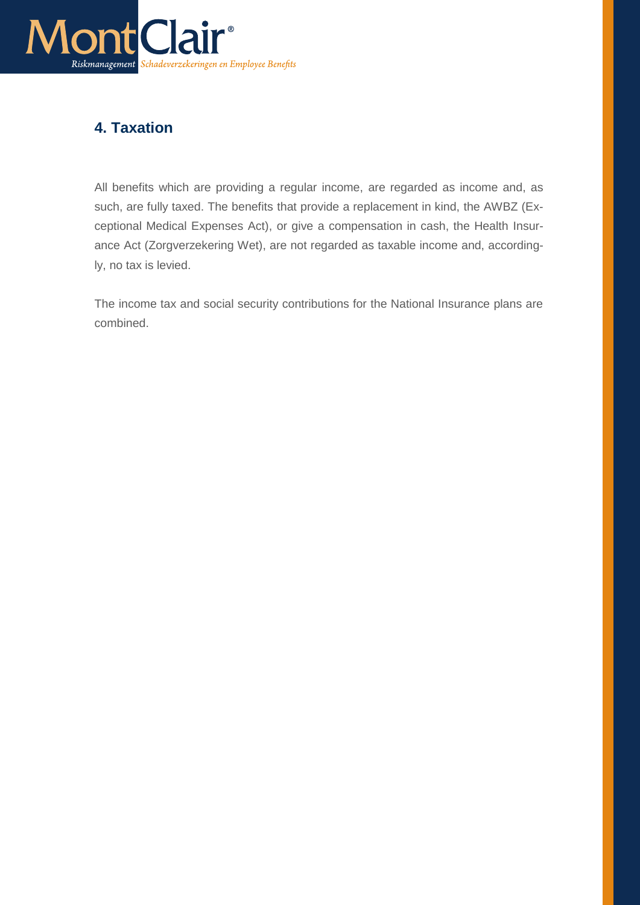## 4. Taxation

All benefits which are providing a regular income, are regarded as income and, as such, are fully taxed. The benefits that provide a replacement in kind, the AWBZ (Exceptional Medical Expenses Act), or give a compensation in cash, the Health Insurance Act (Zorgverzekering Wet), are not regarded as taxable income and, accordingly, no tax is levied.

The income tax and social security contributions for the National Insurance plans are combined.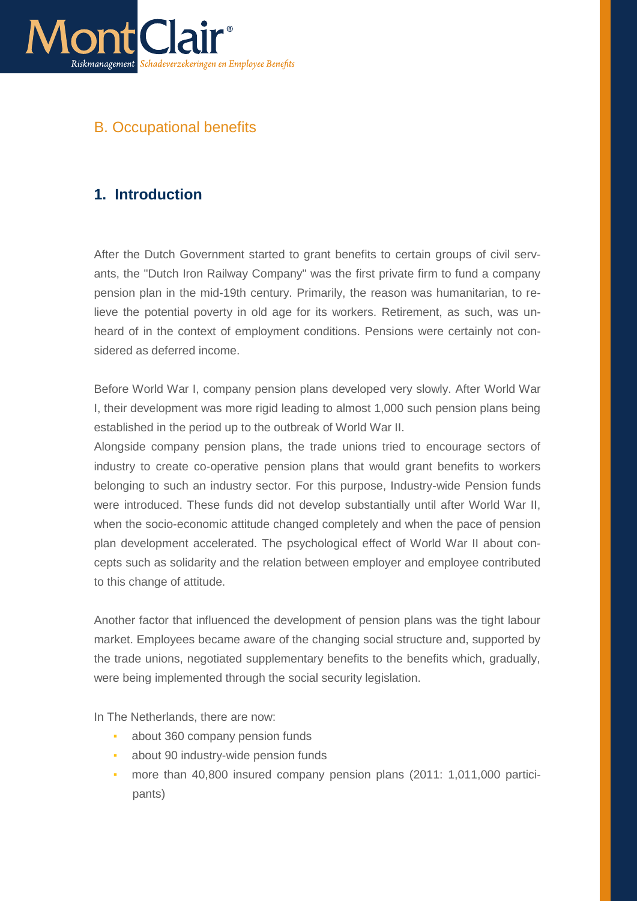## B. Occupational benefits

### 1. Introduction

After the Dutch Government started to grant benefits to certain groups of civil servants, the "Dutch Iron Railway Company" was the first private firm to fund a company pension plan in the mid-19th century. Primarily, the reason was humanitarian, to relieve the potential poverty in old age for its workers. Retirement, as such, was unheard of in the context of employment conditions. Pensions were certainly not considered as deferred income.

Before World War I, company pension plans developed very slowly. After World War I, their development was more rigid leading to almost 1,000 such pension plans being established in the period up to the outbreak of World War II.

Alongside company pension plans, the trade unions tried to encourage sectors of industry to create co-operative pension plans that would grant benefits to workers belonging to such an industry sector. For this purpose, Industry-wide Pension funds were introduced. These funds did not develop substantially until after World War II, when the socio-economic attitude changed completely and when the pace of pension plan development accelerated. The psychological effect of World War II about concepts such as solidarity and the relation between employer and employee contributed to this change of attitude.

Another factor that influenced the development of pension plans was the tight labour market. Employees became aware of the changing social structure and, supported by the trade unions, negotiated supplementary benefits to the benefits which, gradually, were being implemented through the social security legislation.

In The Netherlands, there are now:

- about 360 company pension funds
- about 90 industry-wide pension funds
- more than 40,800 insured company pension plans (2011: 1,011,000 participants)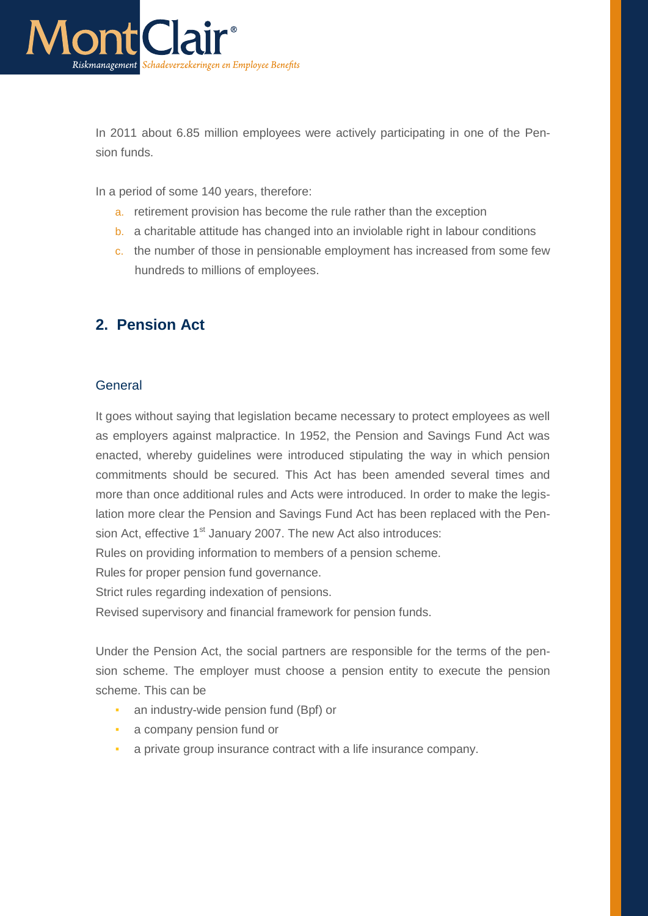In 2011 about 6.85 million employees were actively participating in one of the Pension funds.

In a period of some 140 years, therefore:

a. retirement provision has become the rule rather than the exception
b. a charitable attitude has changed into an inviolable right in labour conditions
c. the number of those in pensionable employment has increased from some few hundreds to millions of employees.

## 2. Pension Act

### General

It goes without saying that legislation became necessary to protect employees as well as employers against malpractice. In 1952, the Pension and Savings Fund Act was enacted, whereby guidelines were introduced stipulating the way in which pension commitments should be secured. This Act has been amended several times and more than once additional rules and Acts were introduced. In order to make the legislation more clear the Pension and Savings Fund Act has been replaced with the Pension Act, effective 1st January 2007. The new Act also introduces:
Rules on providing information to members of a pension scheme.
Rules for proper pension fund governance.
Strict rules regarding indexation of pensions.
Revised supervisory and financial framework for pension funds.

Under the Pension Act, the social partners are responsible for the terms of the pension scheme. The employer must choose a pension entity to execute the pension scheme. This can be

- an industry-wide pension fund (Bpf) or
- a company pension fund or
- a private group insurance contract with a life insurance company.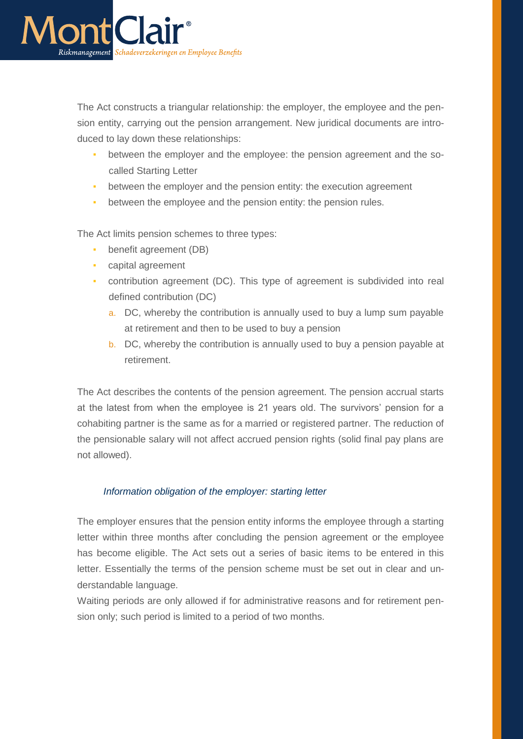The Act constructs a triangular relationship: the employer, the employee and the pension entity, carrying out the pension arrangement. New juridical documents are introduced to lay down these relationships:

- between the employer and the employee: the pension agreement and the so-called Starting Letter
- between the employer and the pension entity: the execution agreement
- between the employee and the pension entity: the pension rules.

The Act limits pension schemes to three types:

- benefit agreement (DB)
- capital agreement
- contribution agreement (DC). This type of agreement is subdivided into real defined contribution (DC)
  a. DC, whereby the contribution is annually used to buy a lump sum payable at retirement and then to be used to buy a pension
  b. DC, whereby the contribution is annually used to buy a pension payable at retirement.

The Act describes the contents of the pension agreement. The pension accrual starts at the latest from when the employee is 21 years old. The survivors' pension for a cohabiting partner is the same as for a married or registered partner. The reduction of the pensionable salary will not affect accrued pension rights (solid final pay plans are not allowed).

### *Information obligation of the employer: starting letter*

The employer ensures that the pension entity informs the employee through a starting letter within three months after concluding the pension agreement or the employee has become eligible. The Act sets out a series of basic items to be entered in this letter. Essentially the terms of the pension scheme must be set out in clear and understandable language.

Waiting periods are only allowed if for administrative reasons and for retirement pension only; such period is limited to a period of two months.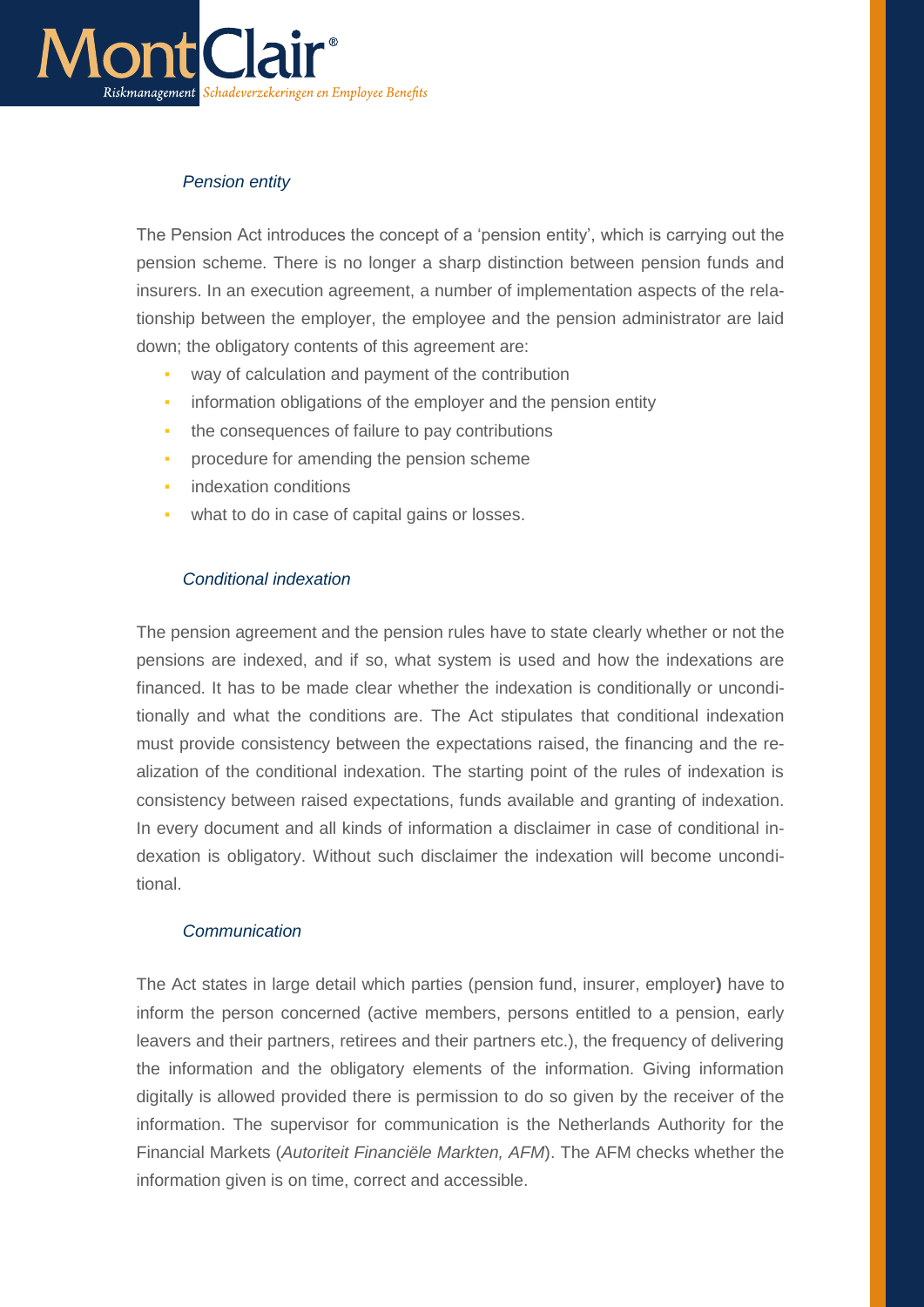### *Pension entity*

The Pension Act introduces the concept of a 'pension entity', which is carrying out the pension scheme. There is no longer a sharp distinction between pension funds and insurers. In an execution agreement, a number of implementation aspects of the relationship between the employer, the employee and the pension administrator are laid down; the obligatory contents of this agreement are:

- way of calculation and payment of the contribution
- information obligations of the employer and the pension entity
- the consequences of failure to pay contributions
- procedure for amending the pension scheme
- indexation conditions
- what to do in case of capital gains or losses.

### *Conditional indexation*

The pension agreement and the pension rules have to state clearly whether or not the pensions are indexed, and if so, what system is used and how the indexations are financed. It has to be made clear whether the indexation is conditionally or unconditionally and what the conditions are. The Act stipulates that conditional indexation must provide consistency between the expectations raised, the financing and the realization of the conditional indexation. The starting point of the rules of indexation is consistency between raised expectations, funds available and granting of indexation. In every document and all kinds of information a disclaimer in case of conditional indexation is obligatory. Without such disclaimer the indexation will become unconditional.

### *Communication*

The Act states in large detail which parties (pension fund, insurer, employer**)** have to inform the person concerned (active members, persons entitled to a pension, early leavers and their partners, retirees and their partners etc.), the frequency of delivering the information and the obligatory elements of the information. Giving information digitally is allowed provided there is permission to do so given by the receiver of the information. The supervisor for communication is the Netherlands Authority for the Financial Markets (*Autoriteit Financiële Markten, AFM*). The AFM checks whether the information given is on time, correct and accessible.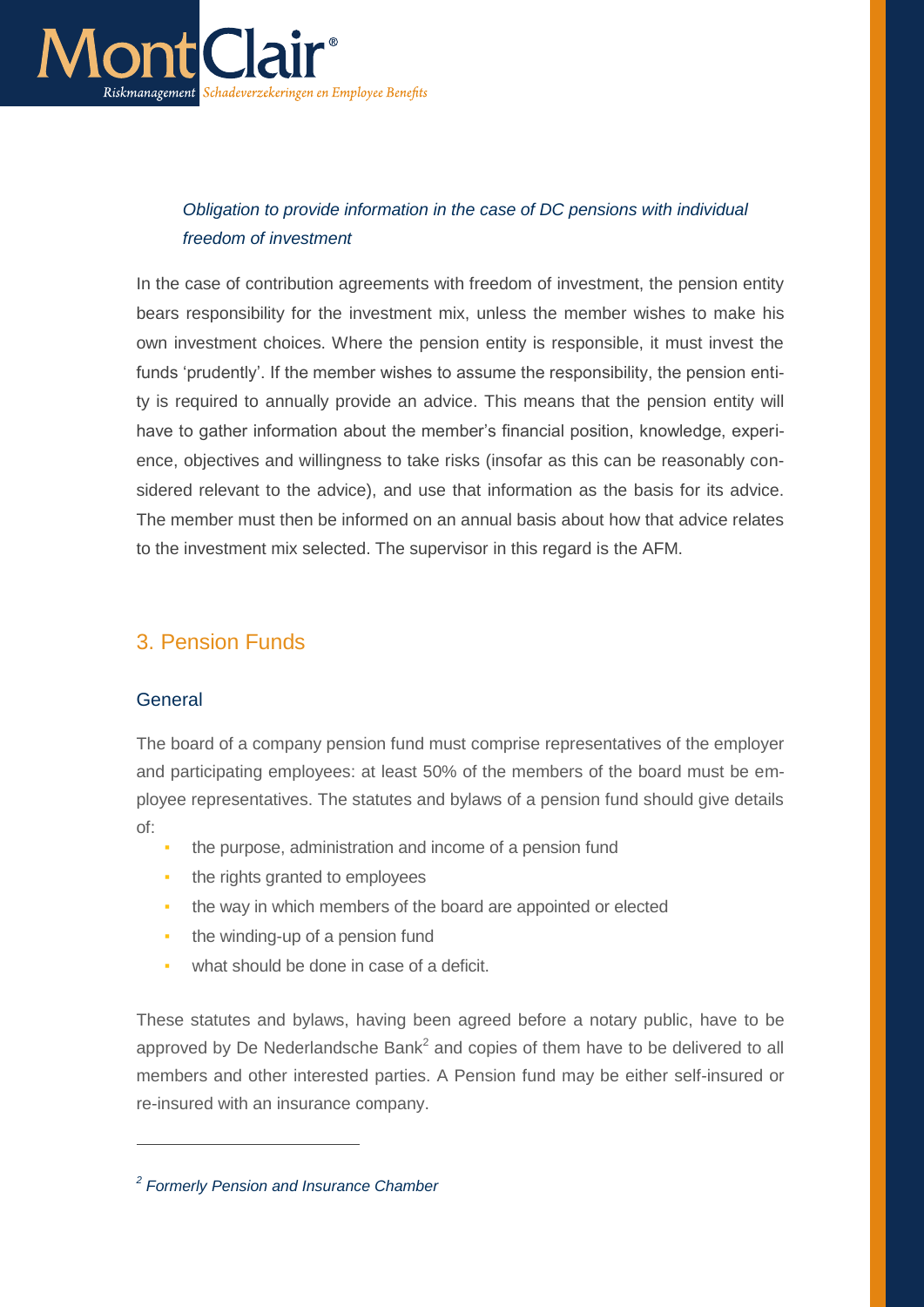*Obligation to provide information in the case of DC pensions with individual freedom of investment*

In the case of contribution agreements with freedom of investment, the pension entity bears responsibility for the investment mix, unless the member wishes to make his own investment choices. Where the pension entity is responsible, it must invest the funds 'prudently'. If the member wishes to assume the responsibility, the pension entity is required to annually provide an advice. This means that the pension entity will have to gather information about the member's financial position, knowledge, experience, objectives and willingness to take risks (insofar as this can be reasonably considered relevant to the advice), and use that information as the basis for its advice. The member must then be informed on an annual basis about how that advice relates to the investment mix selected. The supervisor in this regard is the AFM.

## 3. Pension Funds

### General

The board of a company pension fund must comprise representatives of the employer and participating employees: at least 50% of the members of the board must be employee representatives. The statutes and bylaws of a pension fund should give details of:

- the purpose, administration and income of a pension fund
- the rights granted to employees
- the way in which members of the board are appointed or elected
- the winding-up of a pension fund
- what should be done in case of a deficit.

These statutes and bylaws, having been agreed before a notary public, have to be approved by De Nederlandsche Bank[2] and copies of them have to be delivered to all members and other interested parties. A Pension fund may be either self-insured or re-insured with an insurance company.

---

[2] *Formerly Pension and Insurance Chamber*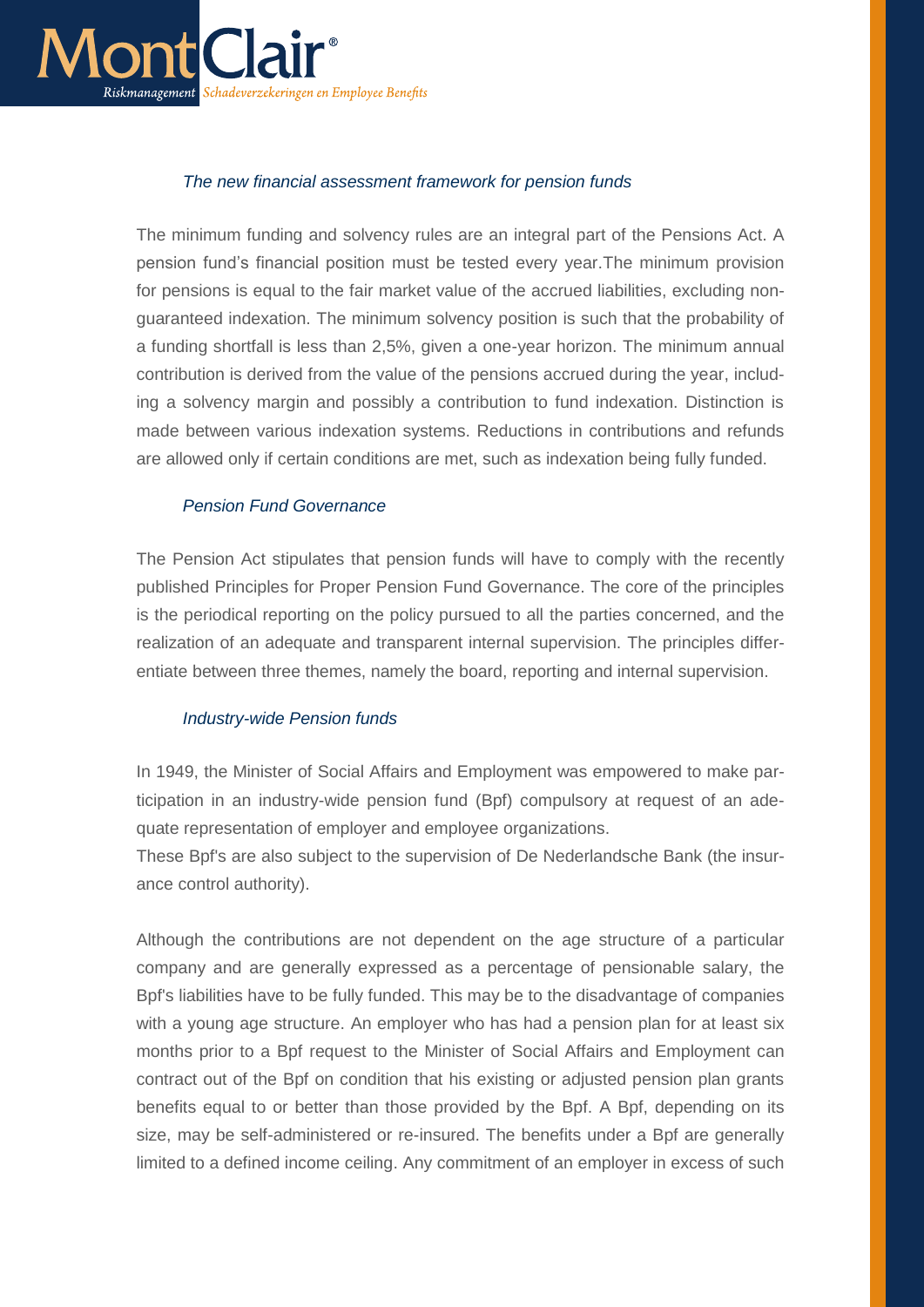### *The new financial assessment framework for pension funds*

The minimum funding and solvency rules are an integral part of the Pensions Act. A pension fund's financial position must be tested every year.The minimum provision for pensions is equal to the fair market value of the accrued liabilities, excluding non-guaranteed indexation. The minimum solvency position is such that the probability of a funding shortfall is less than 2,5%, given a one-year horizon. The minimum annual contribution is derived from the value of the pensions accrued during the year, including a solvency margin and possibly a contribution to fund indexation. Distinction is made between various indexation systems. Reductions in contributions and refunds are allowed only if certain conditions are met, such as indexation being fully funded.

### *Pension Fund Governance*

The Pension Act stipulates that pension funds will have to comply with the recently published Principles for Proper Pension Fund Governance. The core of the principles is the periodical reporting on the policy pursued to all the parties concerned, and the realization of an adequate and transparent internal supervision. The principles differentiate between three themes, namely the board, reporting and internal supervision.

### *Industry-wide Pension funds*

In 1949, the Minister of Social Affairs and Employment was empowered to make participation in an industry-wide pension fund (Bpf) compulsory at request of an adequate representation of employer and employee organizations.
These Bpf's are also subject to the supervision of De Nederlandsche Bank (the insurance control authority).

Although the contributions are not dependent on the age structure of a particular company and are generally expressed as a percentage of pensionable salary, the Bpf's liabilities have to be fully funded. This may be to the disadvantage of companies with a young age structure. An employer who has had a pension plan for at least six months prior to a Bpf request to the Minister of Social Affairs and Employment can contract out of the Bpf on condition that his existing or adjusted pension plan grants benefits equal to or better than those provided by the Bpf. A Bpf, depending on its size, may be self-administered or re-insured. The benefits under a Bpf are generally limited to a defined income ceiling. Any commitment of an employer in excess of such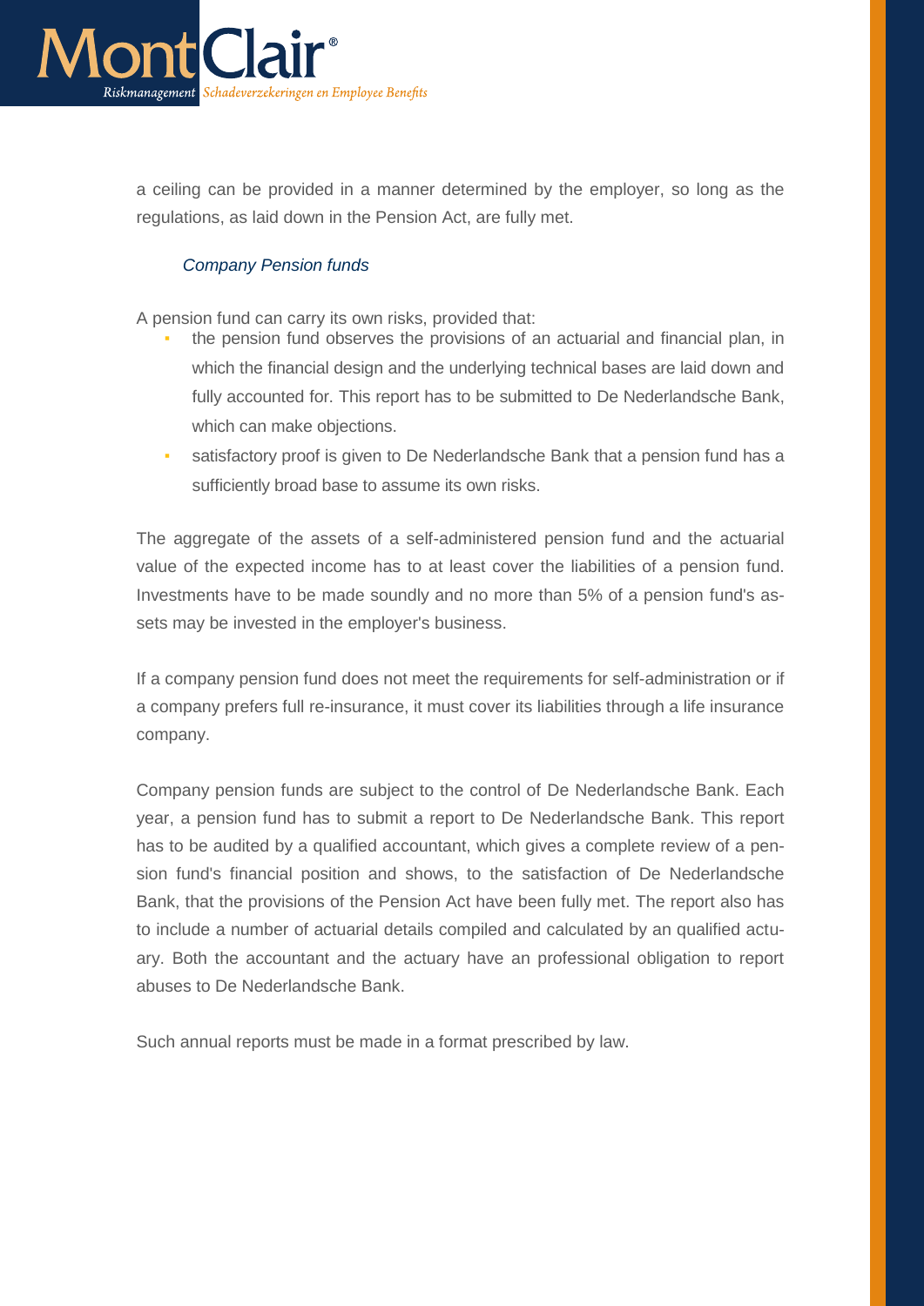a ceiling can be provided in a manner determined by the employer, so long as the regulations, as laid down in the Pension Act, are fully met.

### *Company Pension funds*

A pension fund can carry its own risks, provided that:

- the pension fund observes the provisions of an actuarial and financial plan, in which the financial design and the underlying technical bases are laid down and fully accounted for. This report has to be submitted to De Nederlandsche Bank, which can make objections.
- satisfactory proof is given to De Nederlandsche Bank that a pension fund has a sufficiently broad base to assume its own risks.

The aggregate of the assets of a self-administered pension fund and the actuarial value of the expected income has to at least cover the liabilities of a pension fund. Investments have to be made soundly and no more than 5% of a pension fund's assets may be invested in the employer's business.

If a company pension fund does not meet the requirements for self-administration or if a company prefers full re-insurance, it must cover its liabilities through a life insurance company.

Company pension funds are subject to the control of De Nederlandsche Bank. Each year, a pension fund has to submit a report to De Nederlandsche Bank. This report has to be audited by a qualified accountant, which gives a complete review of a pension fund's financial position and shows, to the satisfaction of De Nederlandsche Bank, that the provisions of the Pension Act have been fully met. The report also has to include a number of actuarial details compiled and calculated by an qualified actuary. Both the accountant and the actuary have an professional obligation to report abuses to De Nederlandsche Bank.

Such annual reports must be made in a format prescribed by law.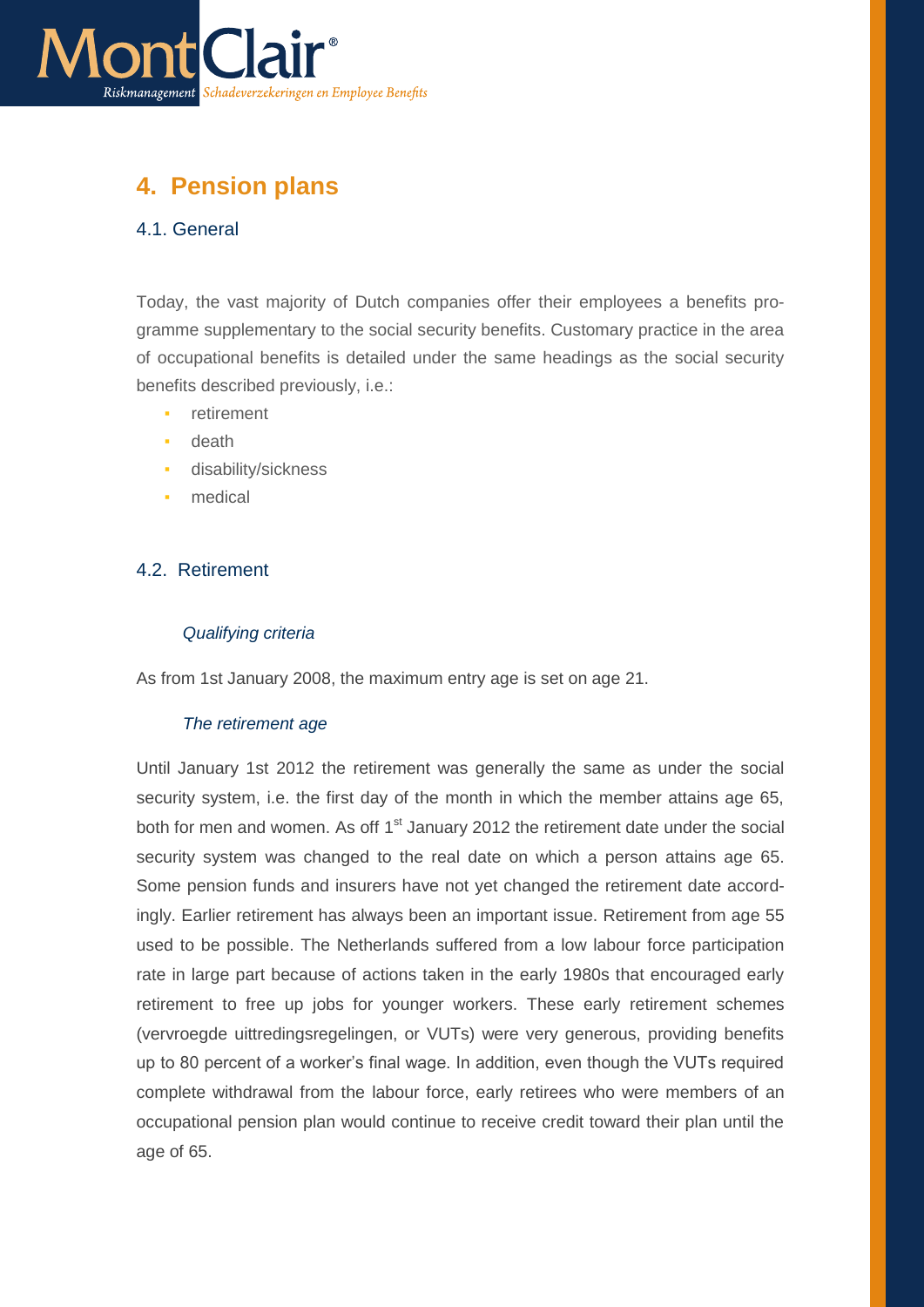# 4. Pension plans

## 4.1. General

Today, the vast majority of Dutch companies offer their employees a benefits programme supplementary to the social security benefits. Customary practice in the area of occupational benefits is detailed under the same headings as the social security benefits described previously, i.e.:

- retirement
- death
- disability/sickness
- medical

## 4.2. Retirement

*Qualifying criteria*

As from 1st January 2008, the maximum entry age is set on age 21.

*The retirement age*

Until January 1st 2012 the retirement was generally the same as under the social security system, i.e. the first day of the month in which the member attains age 65, both for men and women. As off 1st January 2012 the retirement date under the social security system was changed to the real date on which a person attains age 65. Some pension funds and insurers have not yet changed the retirement date accordingly. Earlier retirement has always been an important issue. Retirement from age 55 used to be possible. The Netherlands suffered from a low labour force participation rate in large part because of actions taken in the early 1980s that encouraged early retirement to free up jobs for younger workers. These early retirement schemes (vervroegde uittredingsregelingen, or VUTs) were very generous, providing benefits up to 80 percent of a worker's final wage. In addition, even though the VUTs required complete withdrawal from the labour force, early retirees who were members of an occupational pension plan would continue to receive credit toward their plan until the age of 65.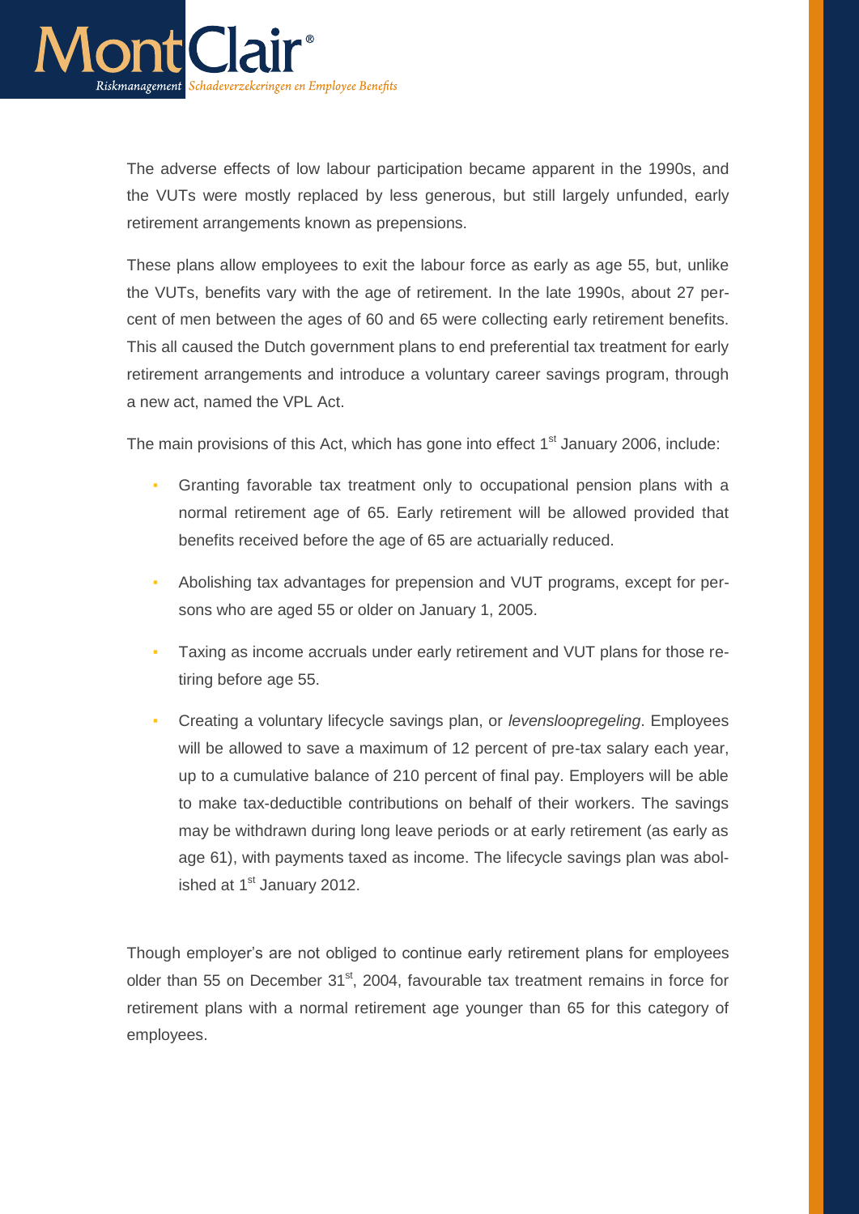The adverse effects of low labour participation became apparent in the 1990s, and the VUTs were mostly replaced by less generous, but still largely unfunded, early retirement arrangements known as prepensions.

These plans allow employees to exit the labour force as early as age 55, but, unlike the VUTs, benefits vary with the age of retirement. In the late 1990s, about 27 percent of men between the ages of 60 and 65 were collecting early retirement benefits. This all caused the Dutch government plans to end preferential tax treatment for early retirement arrangements and introduce a voluntary career savings program, through a new act, named the VPL Act.

The main provisions of this Act, which has gone into effect 1st January 2006, include:

- Granting favorable tax treatment only to occupational pension plans with a normal retirement age of 65. Early retirement will be allowed provided that benefits received before the age of 65 are actuarially reduced.
- Abolishing tax advantages for prepension and VUT programs, except for persons who are aged 55 or older on January 1, 2005.
- Taxing as income accruals under early retirement and VUT plans for those retiring before age 55.
- Creating a voluntary lifecycle savings plan, or *levensloopregeling*. Employees will be allowed to save a maximum of 12 percent of pre-tax salary each year, up to a cumulative balance of 210 percent of final pay. Employers will be able to make tax-deductible contributions on behalf of their workers. The savings may be withdrawn during long leave periods or at early retirement (as early as age 61), with payments taxed as income. The lifecycle savings plan was abolished at 1st January 2012.

Though employer's are not obliged to continue early retirement plans for employees older than 55 on December 31st, 2004, favourable tax treatment remains in force for retirement plans with a normal retirement age younger than 65 for this category of employees.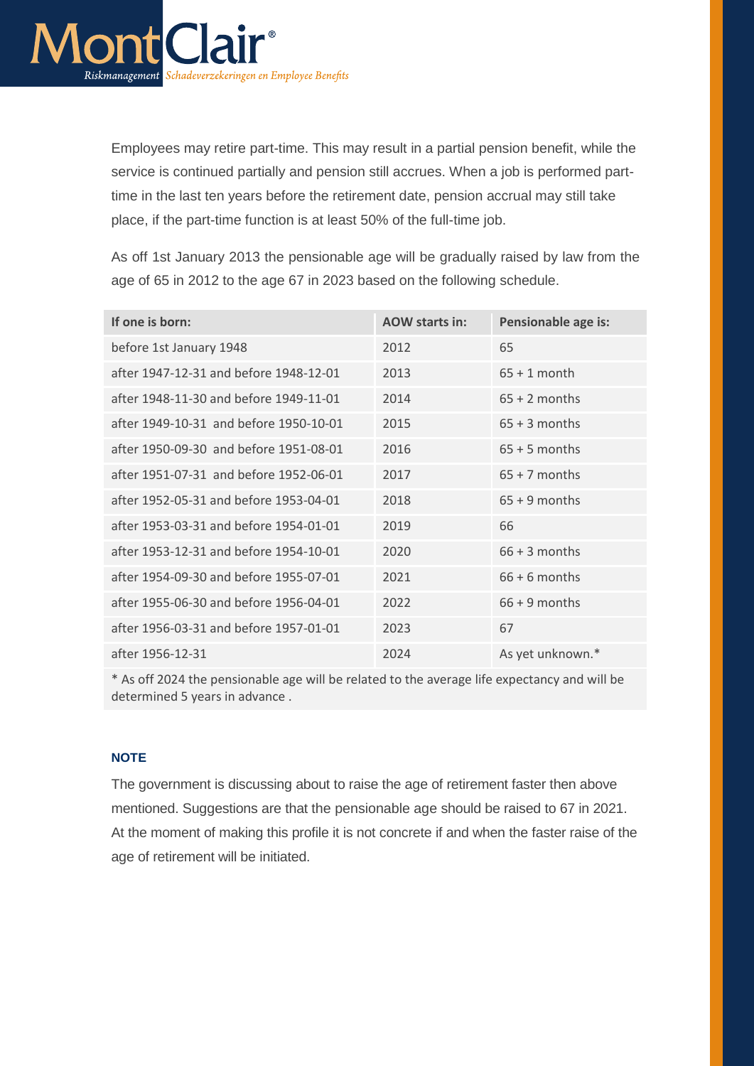Employees may retire part-time. This may result in a partial pension benefit, while the service is continued partially and pension still accrues. When a job is performed part-time in the last ten years before the retirement date, pension accrual may still take place, if the part-time function is at least 50% of the full-time job.

As off 1st January 2013 the pensionable age will be gradually raised by law from the age of 65 in 2012 to the age 67 in 2023 based on the following schedule.

| If one is born: | AOW starts in: | Pensionable age is: |
|---|---|---|
| before 1st January 1948 | 2012 | 65 |
| after 1947-12-31 and before 1948-12-01 | 2013 | 65 + 1 month |
| after 1948-11-30 and before 1949-11-01 | 2014 | 65 + 2 months |
| after 1949-10-31 and before 1950-10-01 | 2015 | 65 + 3 months |
| after 1950-09-30 and before 1951-08-01 | 2016 | 65 + 5 months |
| after 1951-07-31 and before 1952-06-01 | 2017 | 65 + 7 months |
| after 1952-05-31 and before 1953-04-01 | 2018 | 65 + 9 months |
| after 1953-03-31 and before 1954-01-01 | 2019 | 66 |
| after 1953-12-31 and before 1954-10-01 | 2020 | 66 + 3 months |
| after 1954-09-30 and before 1955-07-01 | 2021 | 66 + 6 months |
| after 1955-06-30 and before 1956-04-01 | 2022 | 66 + 9 months |
| after 1956-03-31 and before 1957-01-01 | 2023 | 67 |
| after 1956-12-31 | 2024 | As yet unknown.* |

* As off 2024 the pensionable age will be related to the average life expectancy and will be determined 5 years in advance .

**NOTE**

The government is discussing about to raise the age of retirement faster then above mentioned. Suggestions are that the pensionable age should be raised to 67 in 2021. At the moment of making this profile it is not concrete if and when the faster raise of the age of retirement will be initiated.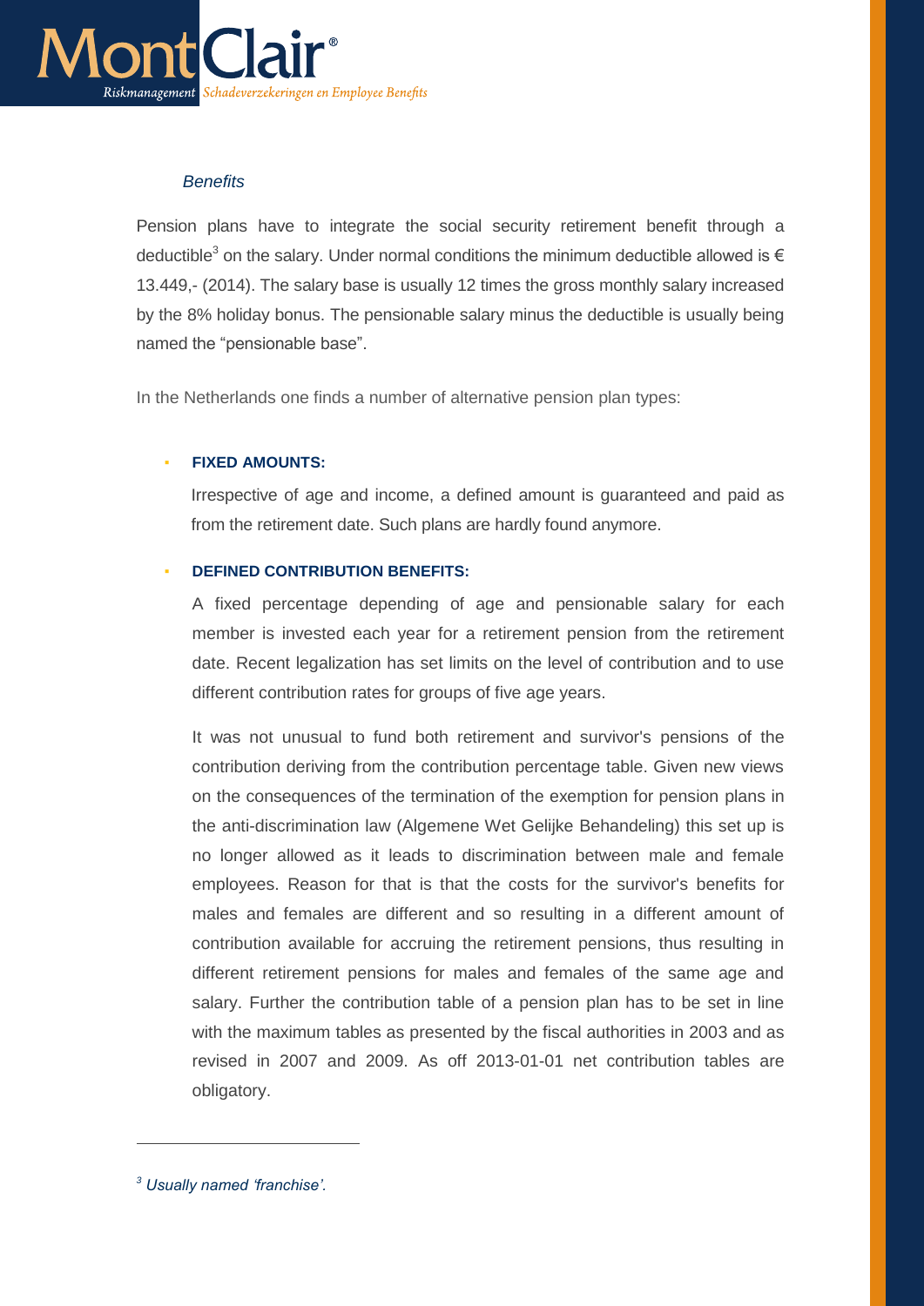*Benefits*

Pension plans have to integrate the social security retirement benefit through a deductible[3] on the salary. Under normal conditions the minimum deductible allowed is € 13.449,- (2014). The salary base is usually 12 times the gross monthly salary increased by the 8% holiday bonus. The pensionable salary minus the deductible is usually being named the "pensionable base".

In the Netherlands one finds a number of alternative pension plan types:

- **FIXED AMOUNTS:**

  Irrespective of age and income, a defined amount is guaranteed and paid as from the retirement date. Such plans are hardly found anymore.

- **DEFINED CONTRIBUTION BENEFITS:**

  A fixed percentage depending of age and pensionable salary for each member is invested each year for a retirement pension from the retirement date. Recent legalization has set limits on the level of contribution and to use different contribution rates for groups of five age years.

  It was not unusual to fund both retirement and survivor's pensions of the contribution deriving from the contribution percentage table. Given new views on the consequences of the termination of the exemption for pension plans in the anti-discrimination law (Algemene Wet Gelijke Behandeling) this set up is no longer allowed as it leads to discrimination between male and female employees. Reason for that is that the costs for the survivor's benefits for males and females are different and so resulting in a different amount of contribution available for accruing the retirement pensions, thus resulting in different retirement pensions for males and females of the same age and salary. Further the contribution table of a pension plan has to be set in line with the maximum tables as presented by the fiscal authorities in 2003 and as revised in 2007 and 2009. As off 2013-01-01 net contribution tables are obligatory.

---

[3] *Usually named 'franchise'.*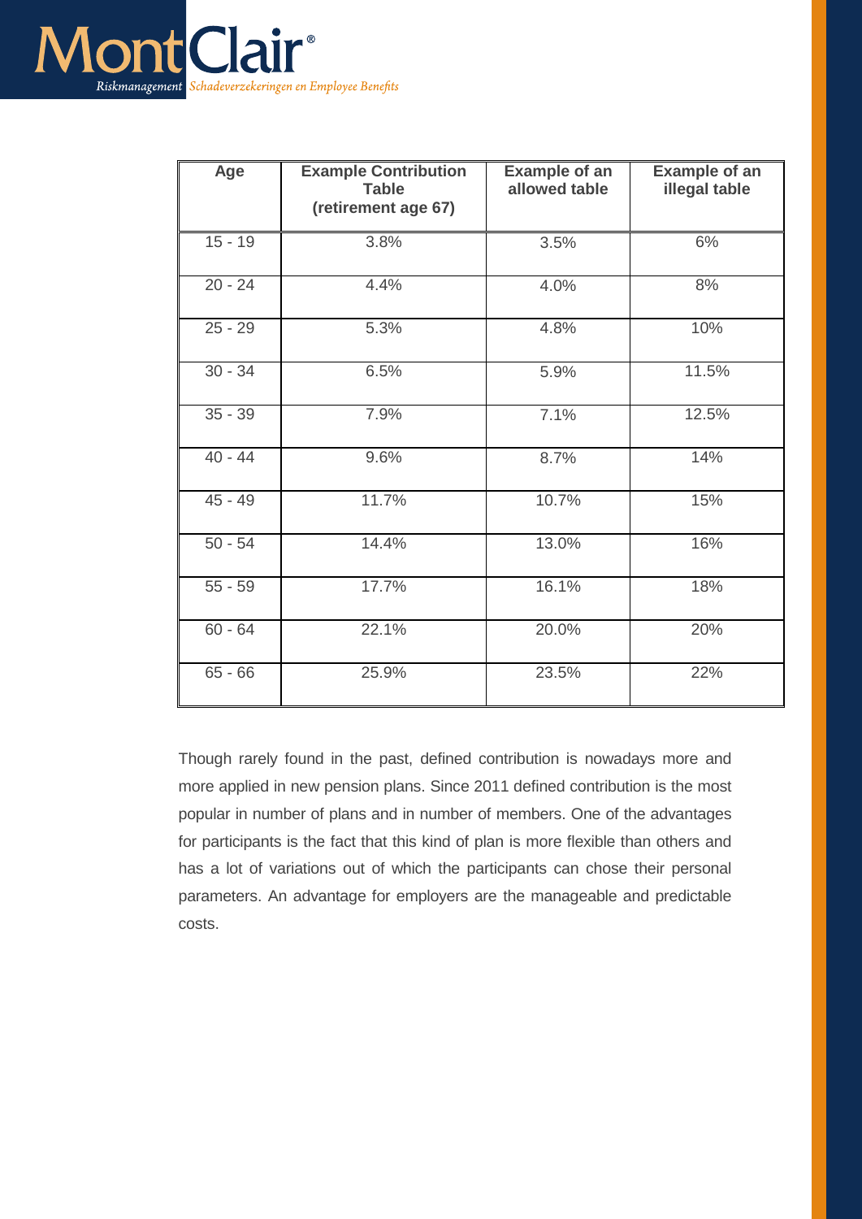| Age | Example Contribution Table (retirement age 67) | Example of an allowed table | Example of an illegal table |
|---|---|---|---|
| 15 - 19 | 3.8% | 3.5% | 6% |
| 20 - 24 | 4.4% | 4.0% | 8% |
| 25 - 29 | 5.3% | 4.8% | 10% |
| 30 - 34 | 6.5% | 5.9% | 11.5% |
| 35 - 39 | 7.9% | 7.1% | 12.5% |
| 40 - 44 | 9.6% | 8.7% | 14% |
| 45 - 49 | 11.7% | 10.7% | 15% |
| 50 - 54 | 14.4% | 13.0% | 16% |
| 55 - 59 | 17.7% | 16.1% | 18% |
| 60 - 64 | 22.1% | 20.0% | 20% |
| 65 - 66 | 25.9% | 23.5% | 22% |

Though rarely found in the past, defined contribution is nowadays more and more applied in new pension plans. Since 2011 defined contribution is the most popular in number of plans and in number of members. One of the advantages for participants is the fact that this kind of plan is more flexible than others and has a lot of variations out of which the participants can chose their personal parameters. An advantage for employers are the manageable and predictable costs.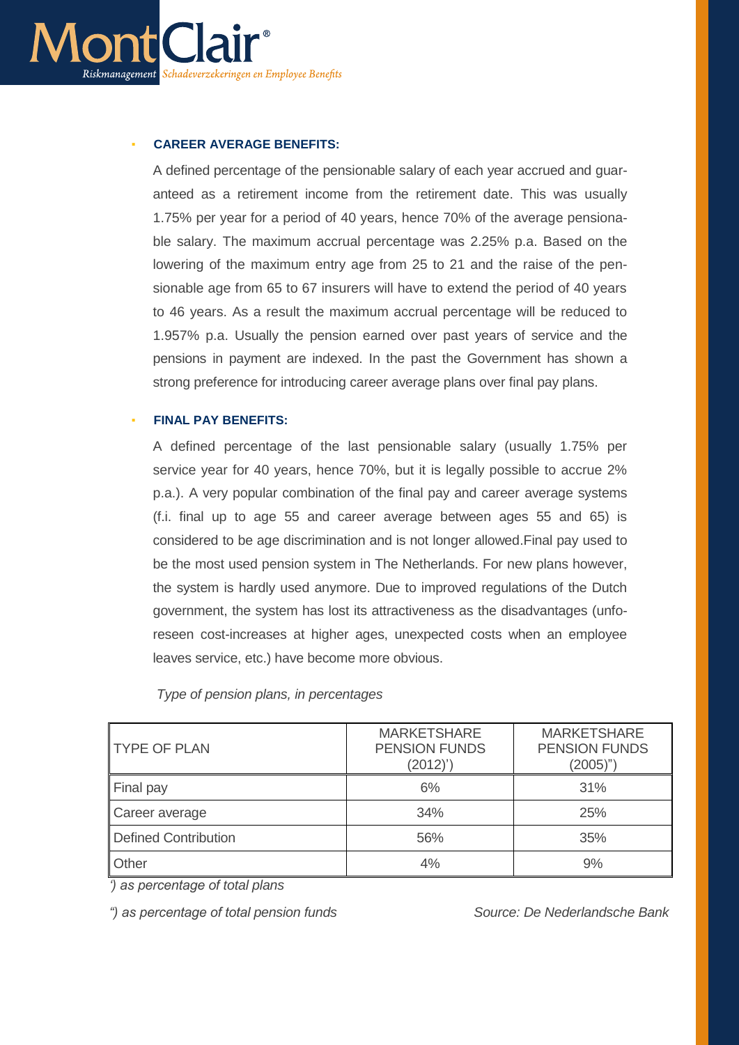- **CAREER AVERAGE BENEFITS:**

  A defined percentage of the pensionable salary of each year accrued and guaranteed as a retirement income from the retirement date. This was usually 1.75% per year for a period of 40 years, hence 70% of the average pensionable salary. The maximum accrual percentage was 2.25% p.a. Based on the lowering of the maximum entry age from 25 to 21 and the raise of the pensionable age from 65 to 67 insurers will have to extend the period of 40 years to 46 years. As a result the maximum accrual percentage will be reduced to 1.957% p.a. Usually the pension earned over past years of service and the pensions in payment are indexed. In the past the Government has shown a strong preference for introducing career average plans over final pay plans.

- **FINAL PAY BENEFITS:**

  A defined percentage of the last pensionable salary (usually 1.75% per service year for 40 years, hence 70%, but it is legally possible to accrue 2% p.a.). A very popular combination of the final pay and career average systems (f.i. final up to age 55 and career average between ages 55 and 65) is considered to be age discrimination and is not longer allowed.Final pay used to be the most used pension system in The Netherlands. For new plans however, the system is hardly used anymore. Due to improved regulations of the Dutch government, the system has lost its attractiveness as the disadvantages (unforeseen cost-increases at higher ages, unexpected costs when an employee leaves service, etc.) have become more obvious.

*Type of pension plans, in percentages*

| TYPE OF PLAN | MARKETSHARE PENSION FUNDS (2012)') | MARKETSHARE PENSION FUNDS (2005)") |
|---|---|---|
| Final pay | 6% | 31% |
| Career average | 34% | 25% |
| Defined Contribution | 56% | 35% |
| Other | 4% | 9% |

*') as percentage of total plans*

*") as percentage of total pension funds*

*Source: De Nederlandsche Bank*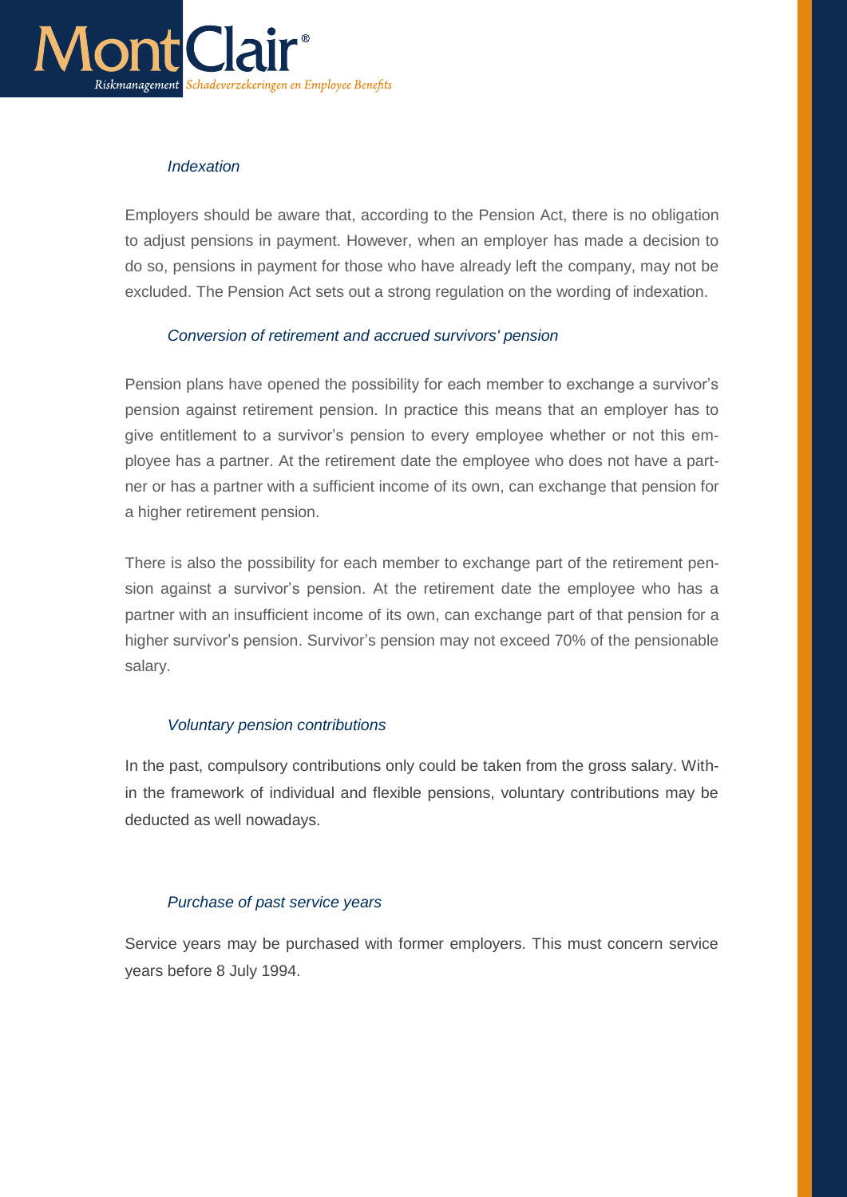*Indexation*

Employers should be aware that, according to the Pension Act, there is no obligation to adjust pensions in payment. However, when an employer has made a decision to do so, pensions in payment for those who have already left the company, may not be excluded. The Pension Act sets out a strong regulation on the wording of indexation.

*Conversion of retirement and accrued survivors' pension*

Pension plans have opened the possibility for each member to exchange a survivor's pension against retirement pension. In practice this means that an employer has to give entitlement to a survivor's pension to every employee whether or not this employee has a partner. At the retirement date the employee who does not have a partner or has a partner with a sufficient income of its own, can exchange that pension for a higher retirement pension.

There is also the possibility for each member to exchange part of the retirement pension against a survivor's pension. At the retirement date the employee who has a partner with an insufficient income of its own, can exchange part of that pension for a higher survivor's pension. Survivor's pension may not exceed 70% of the pensionable salary.

*Voluntary pension contributions*

In the past, compulsory contributions only could be taken from the gross salary. Within the framework of individual and flexible pensions, voluntary contributions may be deducted as well nowadays.

*Purchase of past service years*

Service years may be purchased with former employers. This must concern service years before 8 July 1994.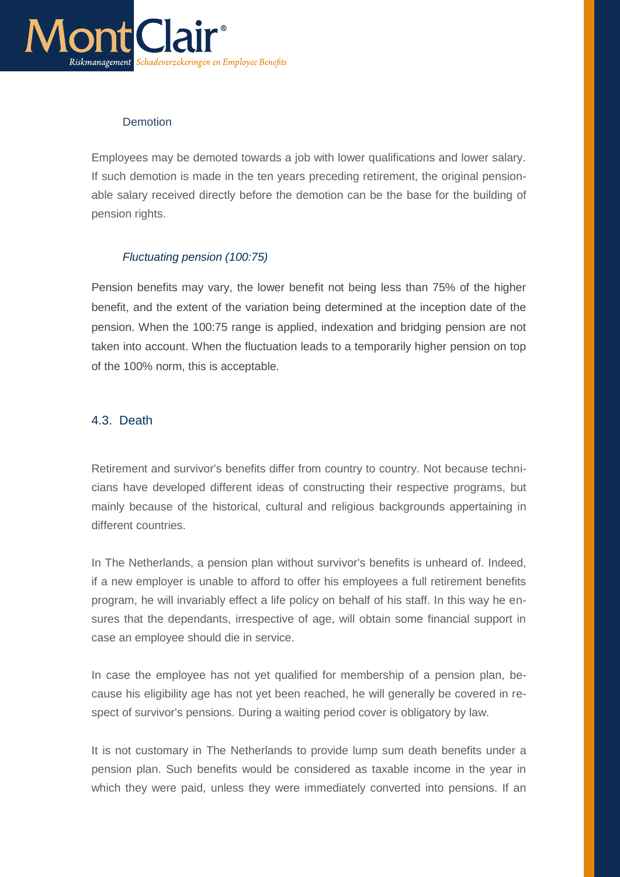#### Demotion

Employees may be demoted towards a job with lower qualifications and lower salary. If such demotion is made in the ten years preceding retirement, the original pensionable salary received directly before the demotion can be the base for the building of pension rights.

#### *Fluctuating pension (100:75)*

Pension benefits may vary, the lower benefit not being less than 75% of the higher benefit, and the extent of the variation being determined at the inception date of the pension. When the 100:75 range is applied, indexation and bridging pension are not taken into account. When the fluctuation leads to a temporarily higher pension on top of the 100% norm, this is acceptable.

### 4.3. Death

Retirement and survivor's benefits differ from country to country. Not because technicians have developed different ideas of constructing their respective programs, but mainly because of the historical, cultural and religious backgrounds appertaining in different countries.

In The Netherlands, a pension plan without survivor's benefits is unheard of. Indeed, if a new employer is unable to afford to offer his employees a full retirement benefits program, he will invariably effect a life policy on behalf of his staff. In this way he ensures that the dependants, irrespective of age, will obtain some financial support in case an employee should die in service.

In case the employee has not yet qualified for membership of a pension plan, because his eligibility age has not yet been reached, he will generally be covered in respect of survivor's pensions. During a waiting period cover is obligatory by law.

It is not customary in The Netherlands to provide lump sum death benefits under a pension plan. Such benefits would be considered as taxable income in the year in which they were paid, unless they were immediately converted into pensions. If an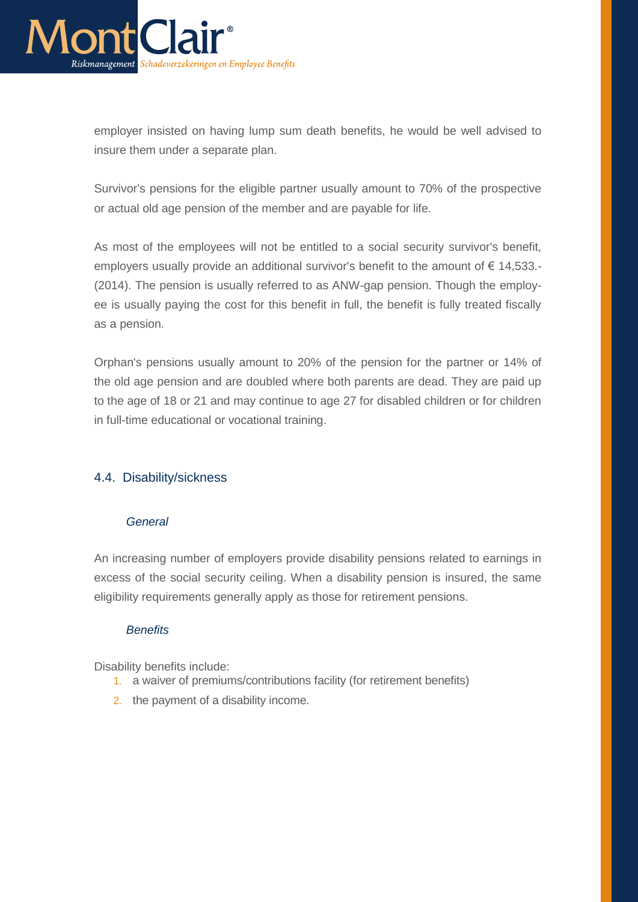employer insisted on having lump sum death benefits, he would be well advised to insure them under a separate plan.

Survivor's pensions for the eligible partner usually amount to 70% of the prospective or actual old age pension of the member and are payable for life.

As most of the employees will not be entitled to a social security survivor's benefit, employers usually provide an additional survivor's benefit to the amount of € 14,533.- (2014). The pension is usually referred to as ANW-gap pension. Though the employee is usually paying the cost for this benefit in full, the benefit is fully treated fiscally as a pension.

Orphan's pensions usually amount to 20% of the pension for the partner or 14% of the old age pension and are doubled where both parents are dead. They are paid up to the age of 18 or 21 and may continue to age 27 for disabled children or for children in full-time educational or vocational training.

## 4.4. Disability/sickness

*General*

An increasing number of employers provide disability pensions related to earnings in excess of the social security ceiling. When a disability pension is insured, the same eligibility requirements generally apply as those for retirement pensions.

*Benefits*

Disability benefits include:

1. a waiver of premiums/contributions facility (for retirement benefits)
2. the payment of a disability income.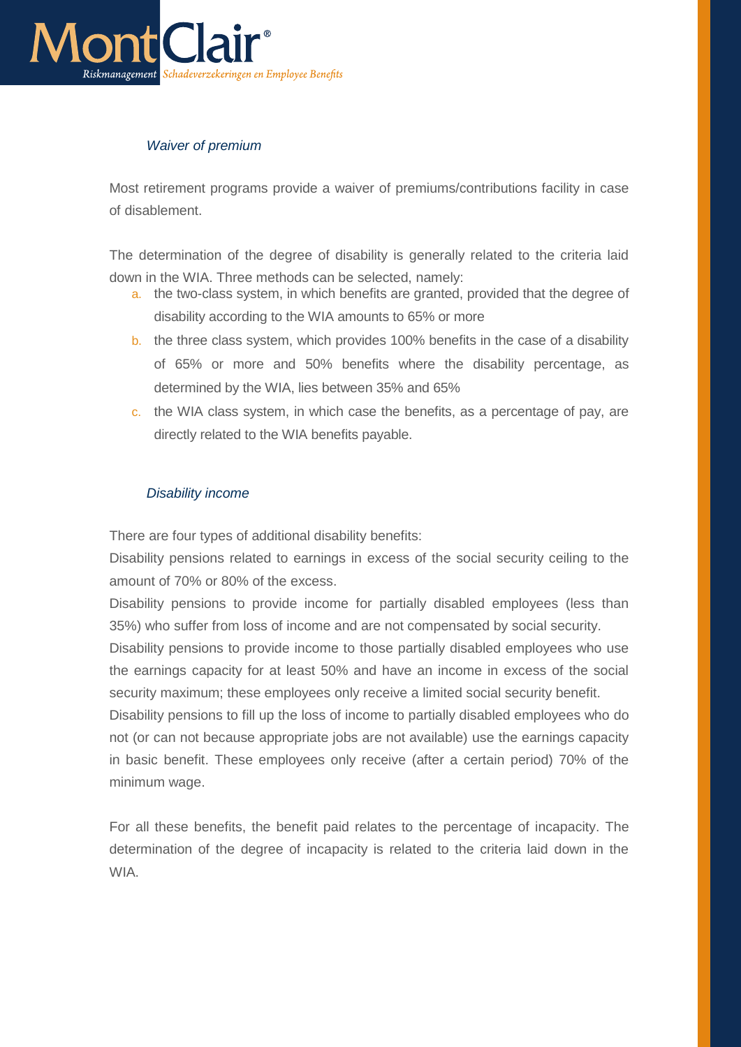*Waiver of premium*

Most retirement programs provide a waiver of premiums/contributions facility in case of disablement.

The determination of the degree of disability is generally related to the criteria laid down in the WIA. Three methods can be selected, namely:

a. the two-class system, in which benefits are granted, provided that the degree of disability according to the WIA amounts to 65% or more
b. the three class system, which provides 100% benefits in the case of a disability of 65% or more and 50% benefits where the disability percentage, as determined by the WIA, lies between 35% and 65%
c. the WIA class system, in which case the benefits, as a percentage of pay, are directly related to the WIA benefits payable.

*Disability income*

There are four types of additional disability benefits:

Disability pensions related to earnings in excess of the social security ceiling to the amount of 70% or 80% of the excess.

Disability pensions to provide income for partially disabled employees (less than 35%) who suffer from loss of income and are not compensated by social security.

Disability pensions to provide income to those partially disabled employees who use the earnings capacity for at least 50% and have an income in excess of the social security maximum; these employees only receive a limited social security benefit.

Disability pensions to fill up the loss of income to partially disabled employees who do not (or can not because appropriate jobs are not available) use the earnings capacity in basic benefit. These employees only receive (after a certain period) 70% of the minimum wage.

For all these benefits, the benefit paid relates to the percentage of incapacity. The determination of the degree of incapacity is related to the criteria laid down in the WIA.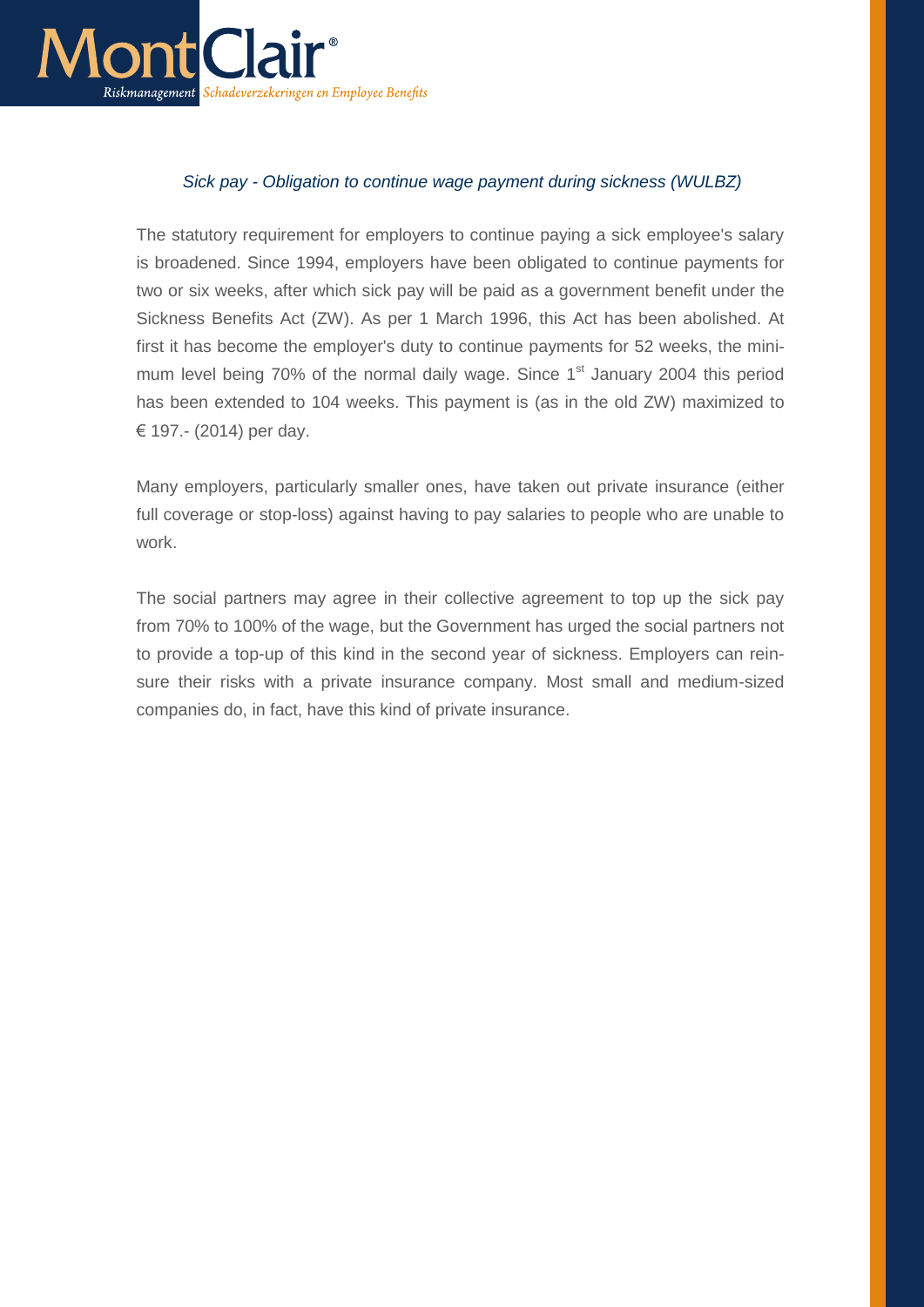*Sick pay - Obligation to continue wage payment during sickness (WULBZ)*

The statutory requirement for employers to continue paying a sick employee's salary is broadened. Since 1994, employers have been obligated to continue payments for two or six weeks, after which sick pay will be paid as a government benefit under the Sickness Benefits Act (ZW). As per 1 March 1996, this Act has been abolished. At first it has become the employer's duty to continue payments for 52 weeks, the minimum level being 70% of the normal daily wage. Since 1st January 2004 this period has been extended to 104 weeks. This payment is (as in the old ZW) maximized to € 197.- (2014) per day.

Many employers, particularly smaller ones, have taken out private insurance (either full coverage or stop-loss) against having to pay salaries to people who are unable to work.

The social partners may agree in their collective agreement to top up the sick pay from 70% to 100% of the wage, but the Government has urged the social partners not to provide a top-up of this kind in the second year of sickness. Employers can reinsure their risks with a private insurance company. Most small and medium-sized companies do, in fact, have this kind of private insurance.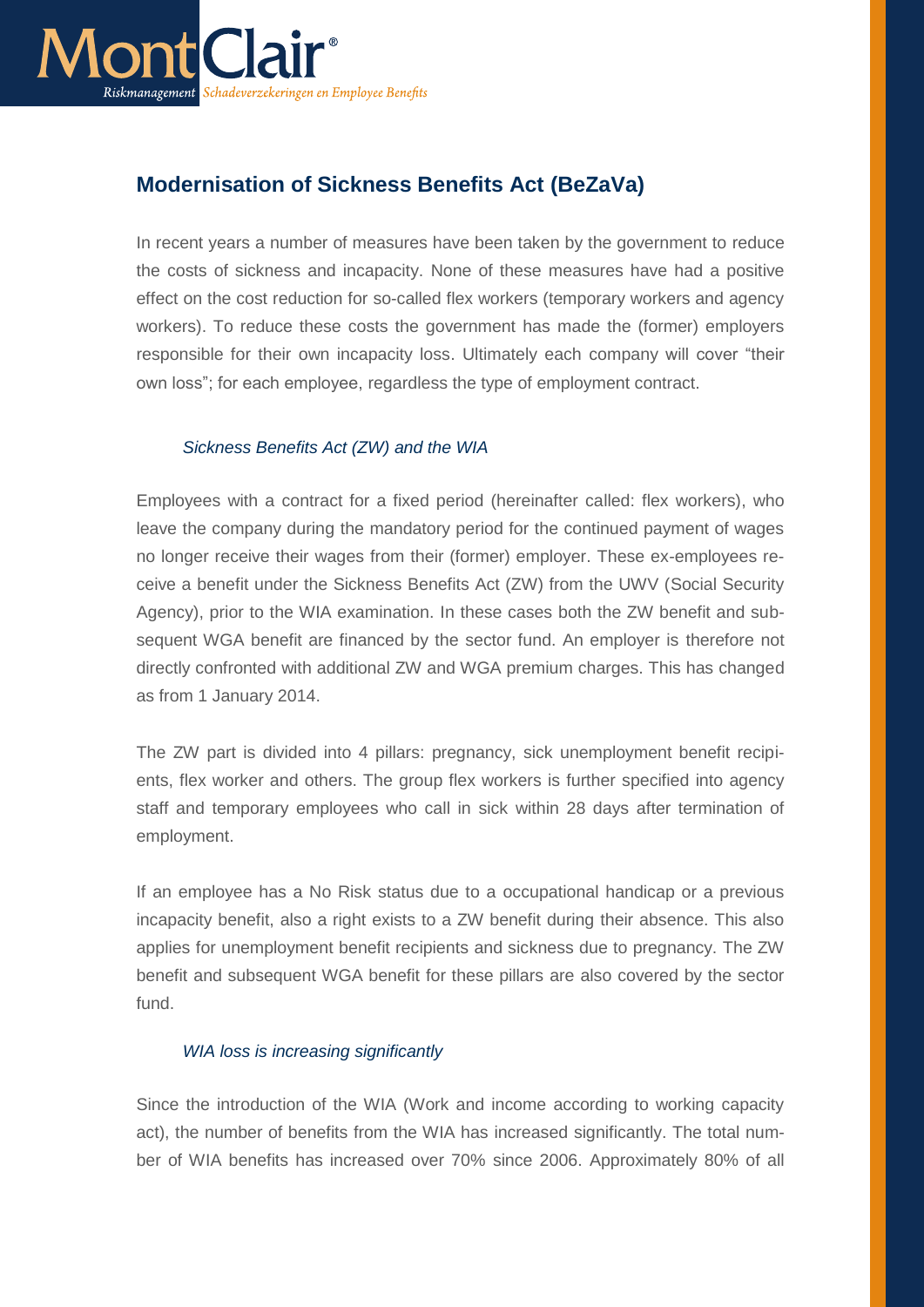## Modernisation of Sickness Benefits Act (BeZaVa)

In recent years a number of measures have been taken by the government to reduce the costs of sickness and incapacity. None of these measures have had a positive effect on the cost reduction for so-called flex workers (temporary workers and agency workers). To reduce these costs the government has made the (former) employers responsible for their own incapacity loss. Ultimately each company will cover "their own loss"; for each employee, regardless the type of employment contract.

### *Sickness Benefits Act (ZW) and the WIA*

Employees with a contract for a fixed period (hereinafter called: flex workers), who leave the company during the mandatory period for the continued payment of wages no longer receive their wages from their (former) employer. These ex-employees receive a benefit under the Sickness Benefits Act (ZW) from the UWV (Social Security Agency), prior to the WIA examination. In these cases both the ZW benefit and subsequent WGA benefit are financed by the sector fund. An employer is therefore not directly confronted with additional ZW and WGA premium charges. This has changed as from 1 January 2014.

The ZW part is divided into 4 pillars: pregnancy, sick unemployment benefit recipients, flex worker and others. The group flex workers is further specified into agency staff and temporary employees who call in sick within 28 days after termination of employment.

If an employee has a No Risk status due to a occupational handicap or a previous incapacity benefit, also a right exists to a ZW benefit during their absence. This also applies for unemployment benefit recipients and sickness due to pregnancy. The ZW benefit and subsequent WGA benefit for these pillars are also covered by the sector fund.

### *WIA loss is increasing significantly*

Since the introduction of the WIA (Work and income according to working capacity act), the number of benefits from the WIA has increased significantly. The total number of WIA benefits has increased over 70% since 2006. Approximately 80% of all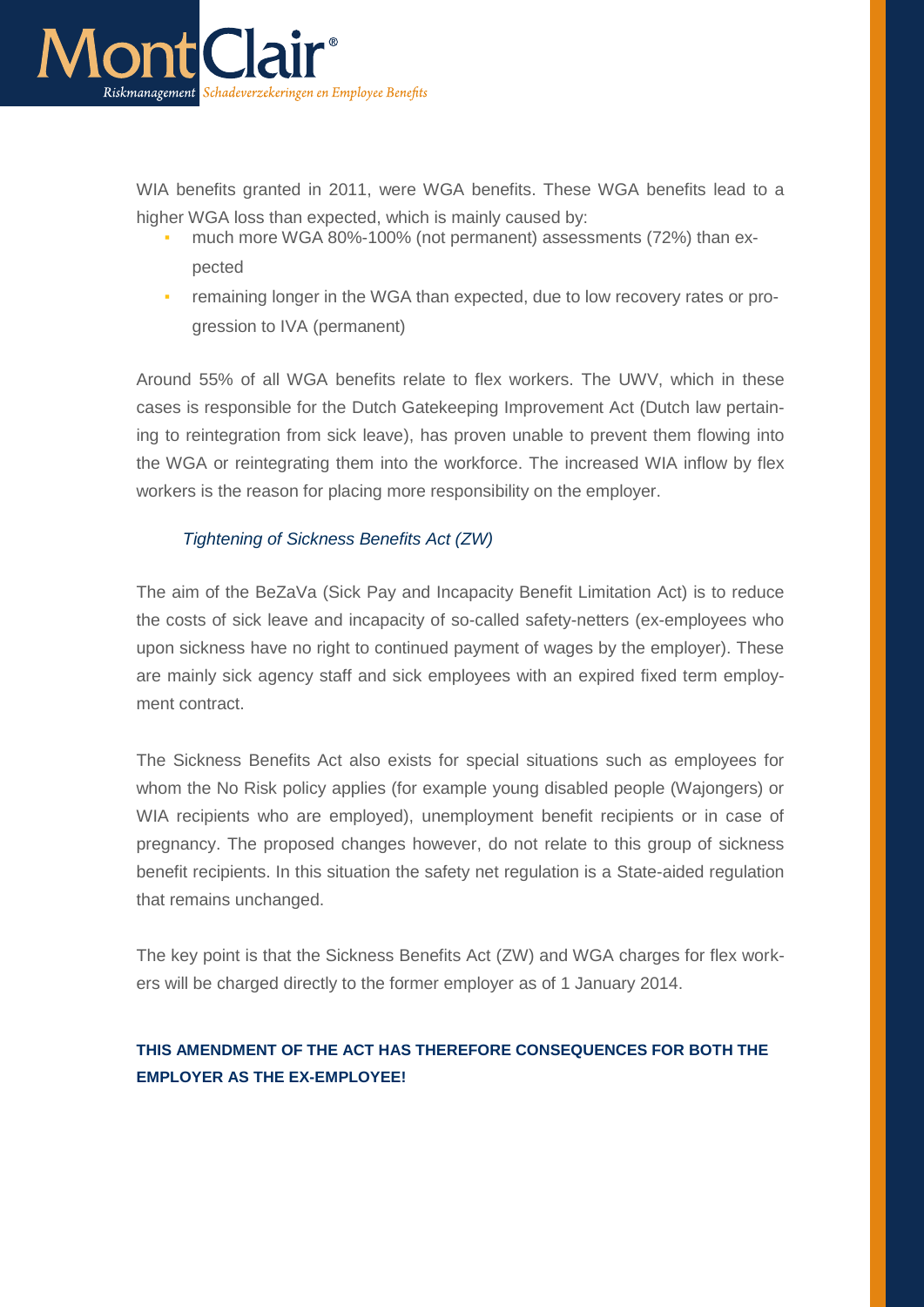WIA benefits granted in 2011, were WGA benefits. These WGA benefits lead to a higher WGA loss than expected, which is mainly caused by:

- much more WGA 80%-100% (not permanent) assessments (72%) than expected
- remaining longer in the WGA than expected, due to low recovery rates or progression to IVA (permanent)

Around 55% of all WGA benefits relate to flex workers. The UWV, which in these cases is responsible for the Dutch Gatekeeping Improvement Act (Dutch law pertaining to reintegration from sick leave), has proven unable to prevent them flowing into the WGA or reintegrating them into the workforce. The increased WIA inflow by flex workers is the reason for placing more responsibility on the employer.

### *Tightening of Sickness Benefits Act (ZW)*

The aim of the BeZaVa (Sick Pay and Incapacity Benefit Limitation Act) is to reduce the costs of sick leave and incapacity of so-called safety-netters (ex-employees who upon sickness have no right to continued payment of wages by the employer). These are mainly sick agency staff and sick employees with an expired fixed term employment contract.

The Sickness Benefits Act also exists for special situations such as employees for whom the No Risk policy applies (for example young disabled people (Wajongers) or WIA recipients who are employed), unemployment benefit recipients or in case of pregnancy. The proposed changes however, do not relate to this group of sickness benefit recipients. In this situation the safety net regulation is a State-aided regulation that remains unchanged.

The key point is that the Sickness Benefits Act (ZW) and WGA charges for flex workers will be charged directly to the former employer as of 1 January 2014.

**THIS AMENDMENT OF THE ACT HAS THEREFORE CONSEQUENCES FOR BOTH THE EMPLOYER AS THE EX-EMPLOYEE!**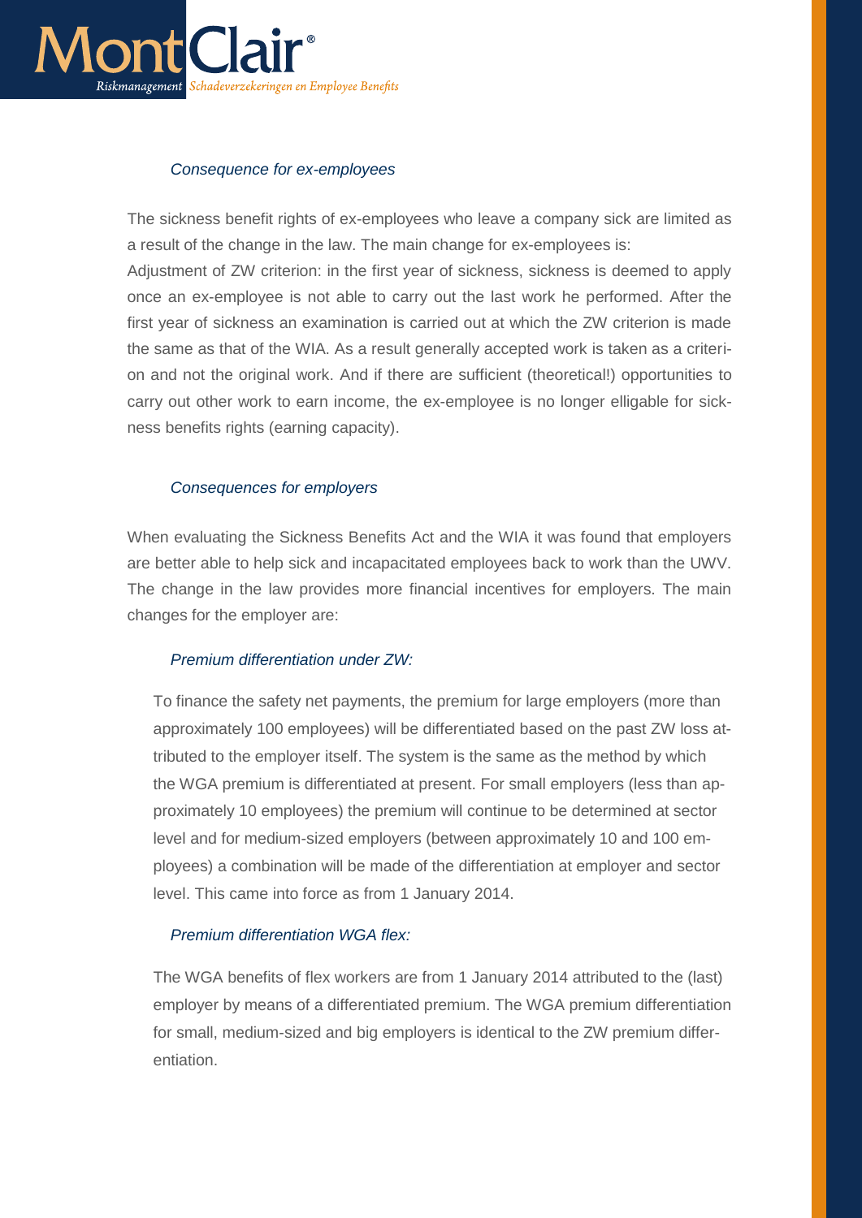*Consequence for ex-employees*

The sickness benefit rights of ex-employees who leave a company sick are limited as a result of the change in the law. The main change for ex-employees is:
Adjustment of ZW criterion: in the first year of sickness, sickness is deemed to apply once an ex-employee is not able to carry out the last work he performed. After the first year of sickness an examination is carried out at which the ZW criterion is made the same as that of the WIA. As a result generally accepted work is taken as a criterion and not the original work. And if there are sufficient (theoretical!) opportunities to carry out other work to earn income, the ex-employee is no longer elligable for sickness benefits rights (earning capacity).

*Consequences for employers*

When evaluating the Sickness Benefits Act and the WIA it was found that employers are better able to help sick and incapacitated employees back to work than the UWV. The change in the law provides more financial incentives for employers. The main changes for the employer are:

*Premium differentiation under ZW:*

To finance the safety net payments, the premium for large employers (more than approximately 100 employees) will be differentiated based on the past ZW loss attributed to the employer itself. The system is the same as the method by which the WGA premium is differentiated at present. For small employers (less than approximately 10 employees) the premium will continue to be determined at sector level and for medium-sized employers (between approximately 10 and 100 employees) a combination will be made of the differentiation at employer and sector level. This came into force as from 1 January 2014.

*Premium differentiation WGA flex:*

The WGA benefits of flex workers are from 1 January 2014 attributed to the (last) employer by means of a differentiated premium. The WGA premium differentiation for small, medium-sized and big employers is identical to the ZW premium differentiation.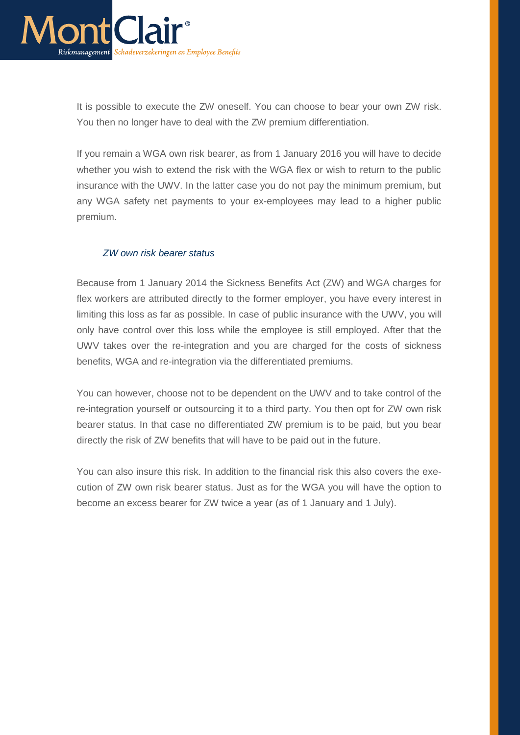It is possible to execute the ZW oneself. You can choose to bear your own ZW risk. You then no longer have to deal with the ZW premium differentiation.

If you remain a WGA own risk bearer, as from 1 January 2016 you will have to decide whether you wish to extend the risk with the WGA flex or wish to return to the public insurance with the UWV. In the latter case you do not pay the minimum premium, but any WGA safety net payments to your ex-employees may lead to a higher public premium.

### *ZW own risk bearer status*

Because from 1 January 2014 the Sickness Benefits Act (ZW) and WGA charges for flex workers are attributed directly to the former employer, you have every interest in limiting this loss as far as possible. In case of public insurance with the UWV, you will only have control over this loss while the employee is still employed. After that the UWV takes over the re-integration and you are charged for the costs of sickness benefits, WGA and re-integration via the differentiated premiums.

You can however, choose not to be dependent on the UWV and to take control of the re-integration yourself or outsourcing it to a third party. You then opt for ZW own risk bearer status. In that case no differentiated ZW premium is to be paid, but you bear directly the risk of ZW benefits that will have to be paid out in the future.

You can also insure this risk. In addition to the financial risk this also covers the execution of ZW own risk bearer status. Just as for the WGA you will have the option to become an excess bearer for ZW twice a year (as of 1 January and 1 July).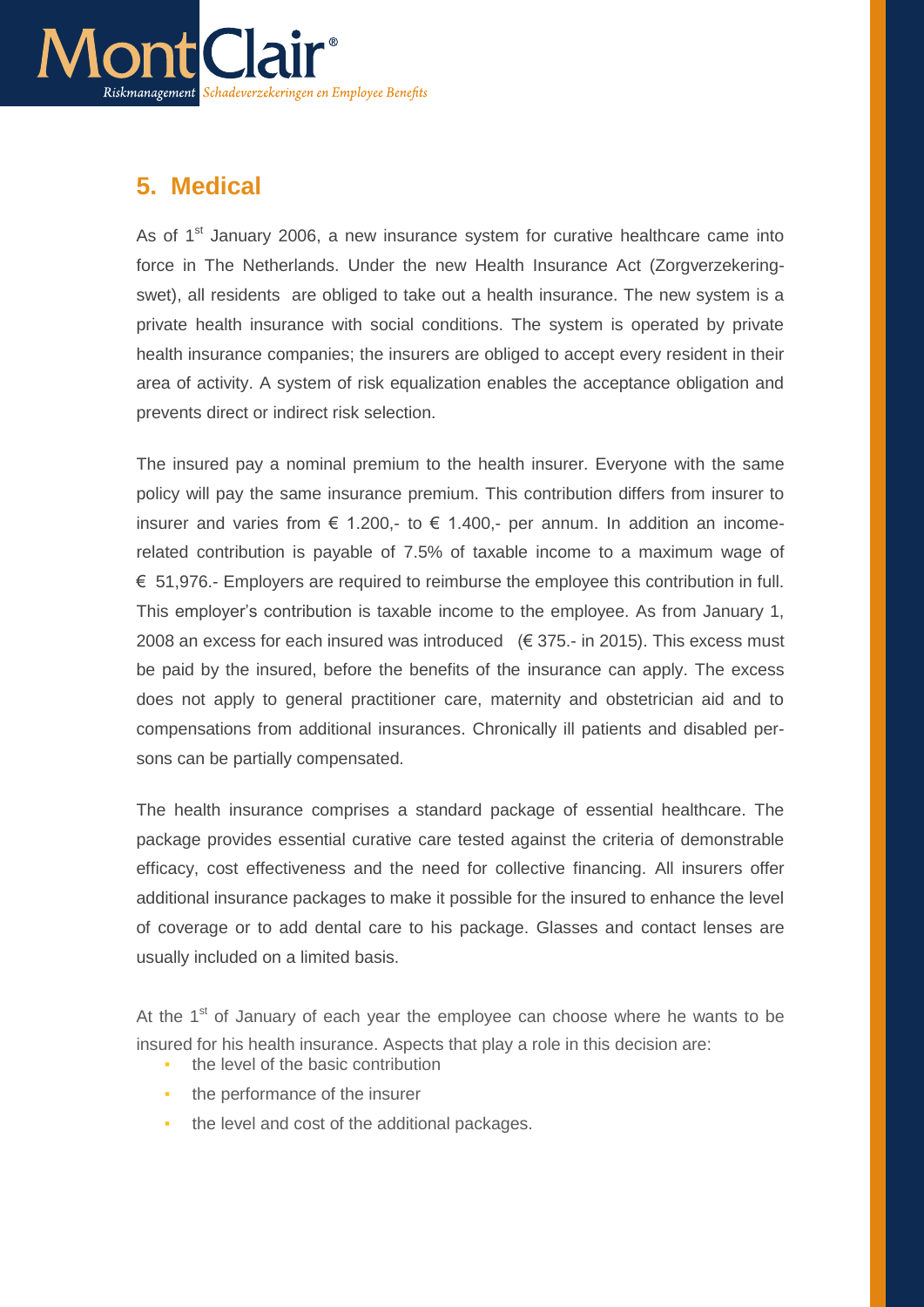## 5. Medical

As of 1st January 2006, a new insurance system for curative healthcare came into force in The Netherlands. Under the new Health Insurance Act (Zorgverzekeringswet), all residents are obliged to take out a health insurance. The new system is a private health insurance with social conditions. The system is operated by private health insurance companies; the insurers are obliged to accept every resident in their area of activity. A system of risk equalization enables the acceptance obligation and prevents direct or indirect risk selection.

The insured pay a nominal premium to the health insurer. Everyone with the same policy will pay the same insurance premium. This contribution differs from insurer to insurer and varies from € 1.200,- to € 1.400,- per annum. In addition an income-related contribution is payable of 7.5% of taxable income to a maximum wage of € 51,976.- Employers are required to reimburse the employee this contribution in full. This employer's contribution is taxable income to the employee. As from January 1, 2008 an excess for each insured was introduced (€ 375.- in 2015). This excess must be paid by the insured, before the benefits of the insurance can apply. The excess does not apply to general practitioner care, maternity and obstetrician aid and to compensations from additional insurances. Chronically ill patients and disabled persons can be partially compensated.

The health insurance comprises a standard package of essential healthcare. The package provides essential curative care tested against the criteria of demonstrable efficacy, cost effectiveness and the need for collective financing. All insurers offer additional insurance packages to make it possible for the insured to enhance the level of coverage or to add dental care to his package. Glasses and contact lenses are usually included on a limited basis.

At the 1st of January of each year the employee can choose where he wants to be insured for his health insurance. Aspects that play a role in this decision are:

- the level of the basic contribution
- the performance of the insurer
- the level and cost of the additional packages.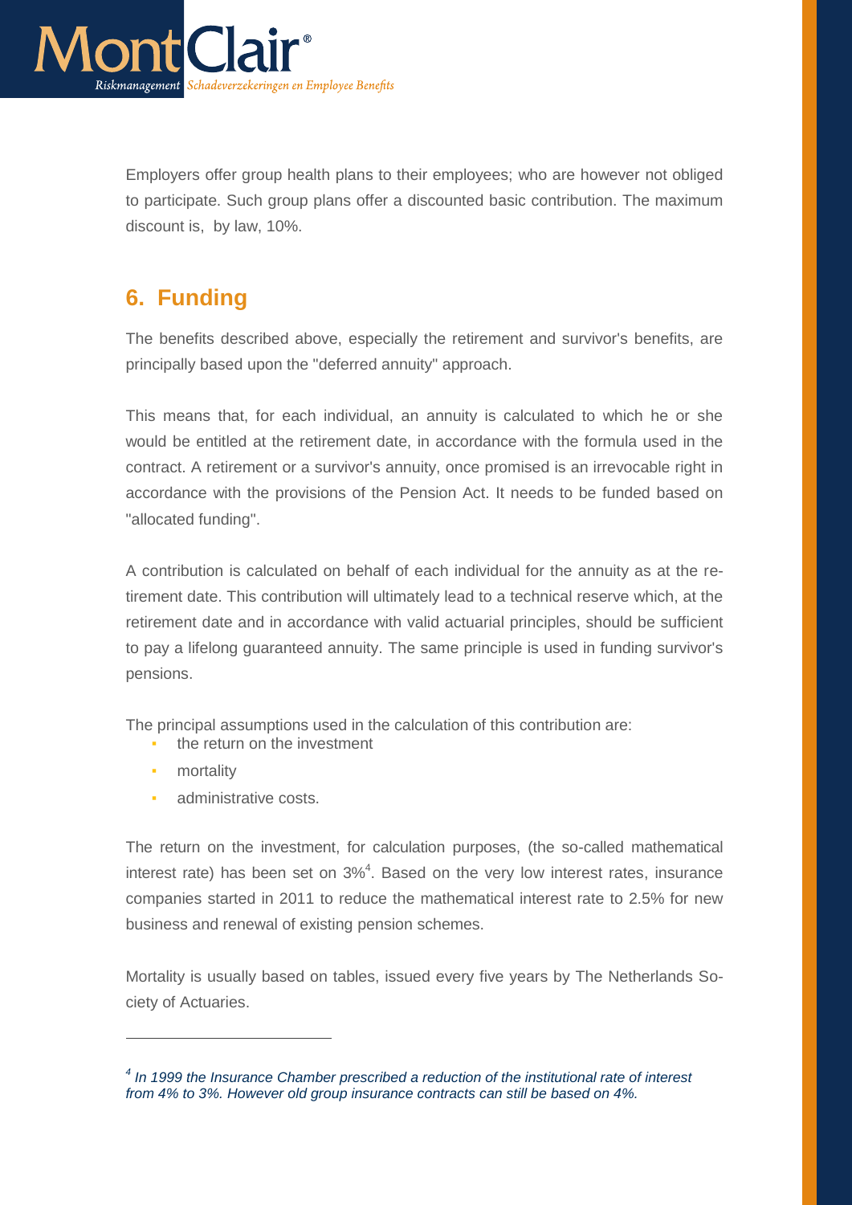Employers offer group health plans to their employees; who are however not obliged to participate. Such group plans offer a discounted basic contribution. The maximum discount is, by law, 10%.

## 6. Funding

The benefits described above, especially the retirement and survivor's benefits, are principally based upon the "deferred annuity" approach.

This means that, for each individual, an annuity is calculated to which he or she would be entitled at the retirement date, in accordance with the formula used in the contract. A retirement or a survivor's annuity, once promised is an irrevocable right in accordance with the provisions of the Pension Act. It needs to be funded based on "allocated funding".

A contribution is calculated on behalf of each individual for the annuity as at the retirement date. This contribution will ultimately lead to a technical reserve which, at the retirement date and in accordance with valid actuarial principles, should be sufficient to pay a lifelong guaranteed annuity. The same principle is used in funding survivor's pensions.

The principal assumptions used in the calculation of this contribution are:

- the return on the investment
- mortality
- administrative costs.

The return on the investment, for calculation purposes, (the so-called mathematical interest rate) has been set on 3%[4]. Based on the very low interest rates, insurance companies started in 2011 to reduce the mathematical interest rate to 2.5% for new business and renewal of existing pension schemes.

Mortality is usually based on tables, issued every five years by The Netherlands Society of Actuaries.

---

*[4] In 1999 the Insurance Chamber prescribed a reduction of the institutional rate of interest from 4% to 3%. However old group insurance contracts can still be based on 4%.*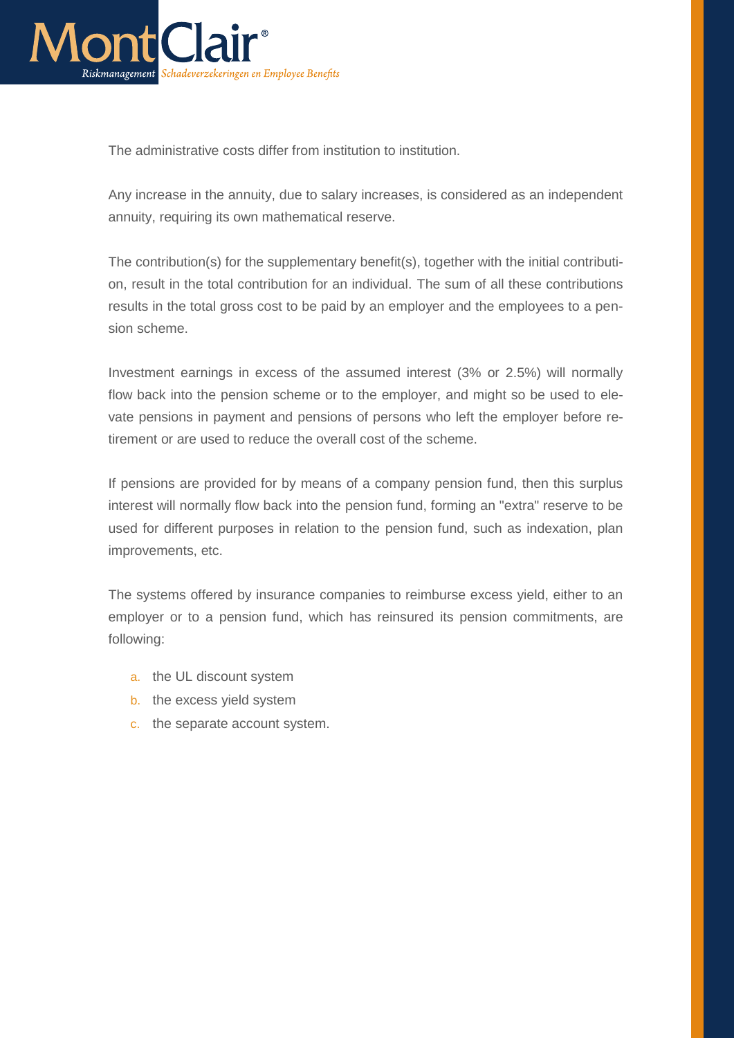The administrative costs differ from institution to institution.

Any increase in the annuity, due to salary increases, is considered as an independent annuity, requiring its own mathematical reserve.

The contribution(s) for the supplementary benefit(s), together with the initial contribution, result in the total contribution for an individual. The sum of all these contributions results in the total gross cost to be paid by an employer and the employees to a pension scheme.

Investment earnings in excess of the assumed interest (3% or 2.5%) will normally flow back into the pension scheme or to the employer, and might so be used to elevate pensions in payment and pensions of persons who left the employer before retirement or are used to reduce the overall cost of the scheme.

If pensions are provided for by means of a company pension fund, then this surplus interest will normally flow back into the pension fund, forming an "extra" reserve to be used for different purposes in relation to the pension fund, such as indexation, plan improvements, etc.

The systems offered by insurance companies to reimburse excess yield, either to an employer or to a pension fund, which has reinsured its pension commitments, are following:

a. the UL discount system
b. the excess yield system
c. the separate account system.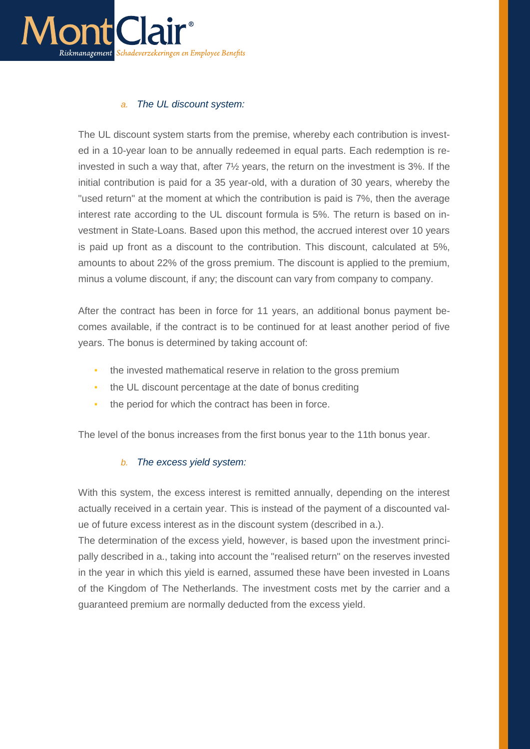*a. The UL discount system:*

The UL discount system starts from the premise, whereby each contribution is invested in a 10-year loan to be annually redeemed in equal parts. Each redemption is reinvested in such a way that, after 7½ years, the return on the investment is 3%. If the initial contribution is paid for a 35 year-old, with a duration of 30 years, whereby the "used return" at the moment at which the contribution is paid is 7%, then the average interest rate according to the UL discount formula is 5%. The return is based on investment in State-Loans. Based upon this method, the accrued interest over 10 years is paid up front as a discount to the contribution. This discount, calculated at 5%, amounts to about 22% of the gross premium. The discount is applied to the premium, minus a volume discount, if any; the discount can vary from company to company.

After the contract has been in force for 11 years, an additional bonus payment becomes available, if the contract is to be continued for at least another period of five years. The bonus is determined by taking account of:

- the invested mathematical reserve in relation to the gross premium
- the UL discount percentage at the date of bonus crediting
- the period for which the contract has been in force.

The level of the bonus increases from the first bonus year to the 11th bonus year.

*b. The excess yield system:*

With this system, the excess interest is remitted annually, depending on the interest actually received in a certain year. This is instead of the payment of a discounted value of future excess interest as in the discount system (described in a.).
The determination of the excess yield, however, is based upon the investment principally described in a., taking into account the "realised return" on the reserves invested in the year in which this yield is earned, assumed these have been invested in Loans of the Kingdom of The Netherlands. The investment costs met by the carrier and a guaranteed premium are normally deducted from the excess yield.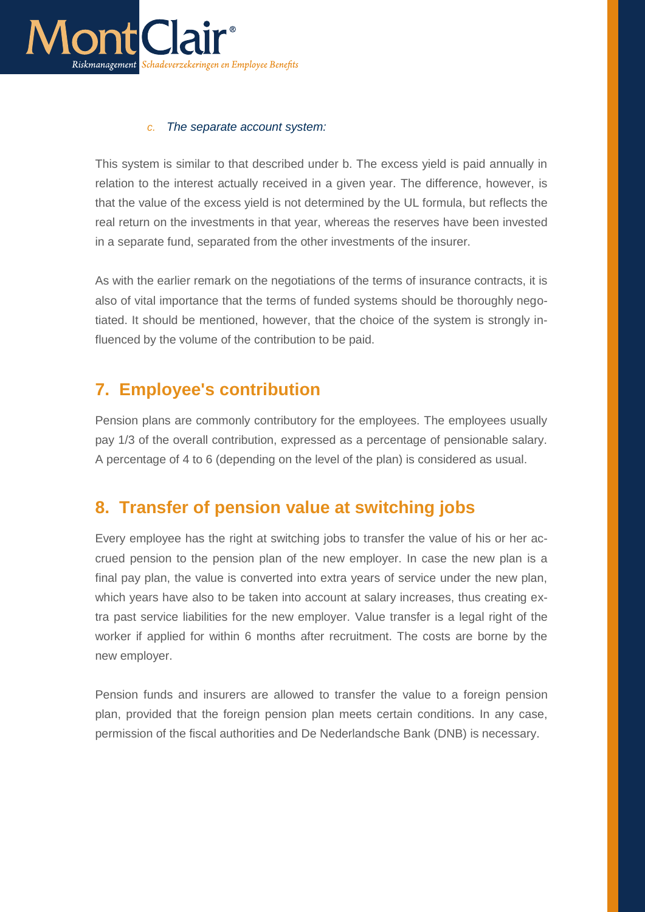*c. The separate account system:*

This system is similar to that described under b. The excess yield is paid annually in relation to the interest actually received in a given year. The difference, however, is that the value of the excess yield is not determined by the UL formula, but reflects the real return on the investments in that year, whereas the reserves have been invested in a separate fund, separated from the other investments of the insurer.

As with the earlier remark on the negotiations of the terms of insurance contracts, it is also of vital importance that the terms of funded systems should be thoroughly negotiated. It should be mentioned, however, that the choice of the system is strongly influenced by the volume of the contribution to be paid.

## 7. Employee's contribution

Pension plans are commonly contributory for the employees. The employees usually pay 1/3 of the overall contribution, expressed as a percentage of pensionable salary. A percentage of 4 to 6 (depending on the level of the plan) is considered as usual.

## 8. Transfer of pension value at switching jobs

Every employee has the right at switching jobs to transfer the value of his or her accrued pension to the pension plan of the new employer. In case the new plan is a final pay plan, the value is converted into extra years of service under the new plan, which years have also to be taken into account at salary increases, thus creating extra past service liabilities for the new employer. Value transfer is a legal right of the worker if applied for within 6 months after recruitment. The costs are borne by the new employer.

Pension funds and insurers are allowed to transfer the value to a foreign pension plan, provided that the foreign pension plan meets certain conditions. In any case, permission of the fiscal authorities and De Nederlandsche Bank (DNB) is necessary.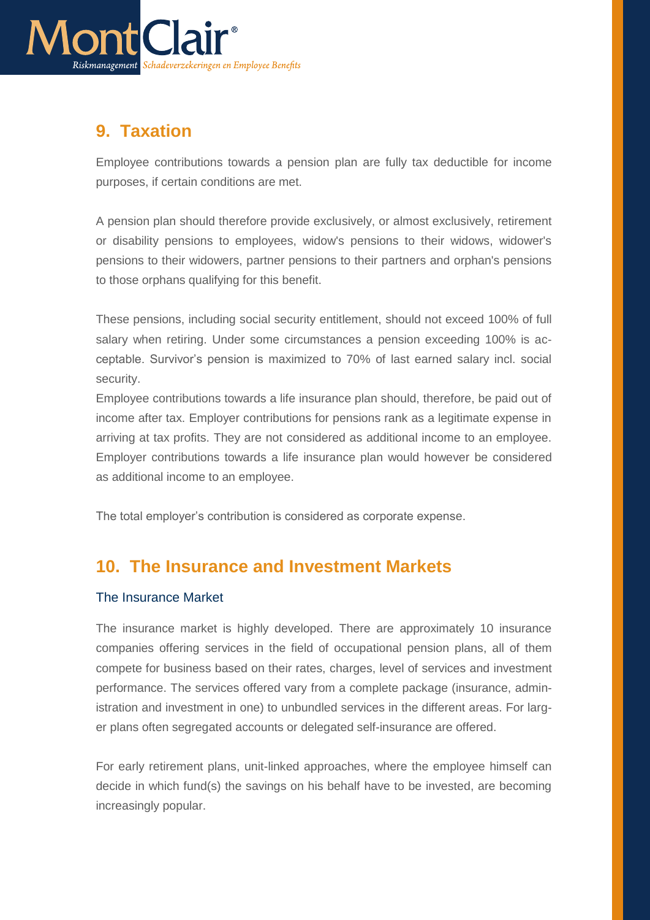## 9. Taxation

Employee contributions towards a pension plan are fully tax deductible for income purposes, if certain conditions are met.

A pension plan should therefore provide exclusively, or almost exclusively, retirement or disability pensions to employees, widow's pensions to their widows, widower's pensions to their widowers, partner pensions to their partners and orphan's pensions to those orphans qualifying for this benefit.

These pensions, including social security entitlement, should not exceed 100% of full salary when retiring. Under some circumstances a pension exceeding 100% is acceptable. Survivor's pension is maximized to 70% of last earned salary incl. social security.
Employee contributions towards a life insurance plan should, therefore, be paid out of income after tax. Employer contributions for pensions rank as a legitimate expense in arriving at tax profits. They are not considered as additional income to an employee. Employer contributions towards a life insurance plan would however be considered as additional income to an employee.

The total employer's contribution is considered as corporate expense.

## 10. The Insurance and Investment Markets

### The Insurance Market

The insurance market is highly developed. There are approximately 10 insurance companies offering services in the field of occupational pension plans, all of them compete for business based on their rates, charges, level of services and investment performance. The services offered vary from a complete package (insurance, administration and investment in one) to unbundled services in the different areas. For larger plans often segregated accounts or delegated self-insurance are offered.

For early retirement plans, unit-linked approaches, where the employee himself can decide in which fund(s) the savings on his behalf have to be invested, are becoming increasingly popular.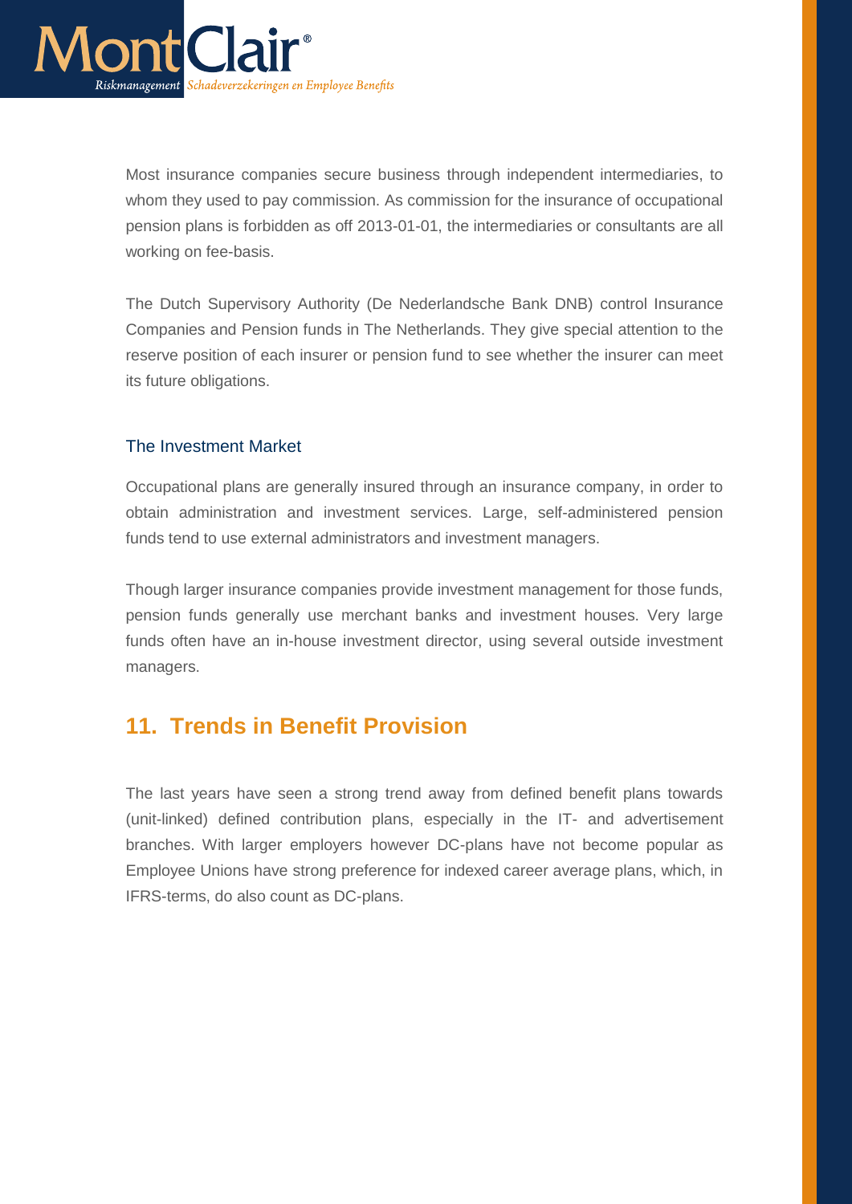Most insurance companies secure business through independent intermediaries, to whom they used to pay commission. As commission for the insurance of occupational pension plans is forbidden as off 2013-01-01, the intermediaries or consultants are all working on fee-basis.

The Dutch Supervisory Authority (De Nederlandsche Bank DNB) control Insurance Companies and Pension funds in The Netherlands. They give special attention to the reserve position of each insurer or pension fund to see whether the insurer can meet its future obligations.

### The Investment Market

Occupational plans are generally insured through an insurance company, in order to obtain administration and investment services. Large, self-administered pension funds tend to use external administrators and investment managers.

Though larger insurance companies provide investment management for those funds, pension funds generally use merchant banks and investment houses. Very large funds often have an in-house investment director, using several outside investment managers.

## 11. Trends in Benefit Provision

The last years have seen a strong trend away from defined benefit plans towards (unit-linked) defined contribution plans, especially in the IT- and advertisement branches. With larger employers however DC-plans have not become popular as Employee Unions have strong preference for indexed career average plans, which, in IFRS-terms, do also count as DC-plans.